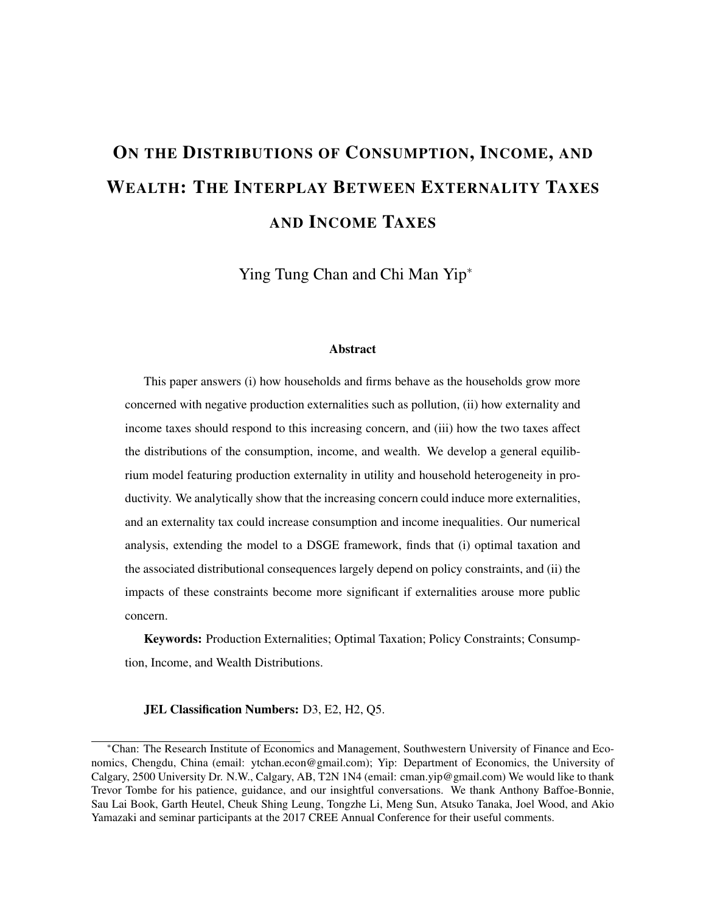# ON THE DISTRIBUTIONS OF CONSUMPTION, INCOME, AND WEALTH: THE INTERPLAY BETWEEN EXTERNALITY TAXES AND INCOME TAXES

Ying Tung Chan and Chi Man Yip*

### Abstract

This paper answers (i) how households and firms behave as the households grow more concerned with negative production externalities such as pollution, (ii) how externality and income taxes should respond to this increasing concern, and (iii) how the two taxes affect the distributions of the consumption, income, and wealth. We develop a general equilibrium model featuring production externality in utility and household heterogeneity in productivity. We analytically show that the increasing concern could induce more externalities, and an externality tax could increase consumption and income inequalities. Our numerical analysis, extending the model to a DSGE framework, finds that (i) optimal taxation and the associated distributional consequences largely depend on policy constraints, and (ii) the impacts of these constraints become more significant if externalities arouse more public concern.

**Keywords:** Production Externalities; Optimal Taxation; Policy Constraints; Consumption, Income, and Wealth Distributions.

**JEL Classification Numbers:** D3, E2, H2, Q5.

---

*Chan: The Research Institute of Economics and Management, Southwestern University of Finance and Economics, Chengdu, China (email: ytchan.econ@gmail.com); Yip: Department of Economics, the University of Calgary, 2500 University Dr. N.W., Calgary, AB, T2N 1N4 (email: cman.yip@gmail.com) We would like to thank Trevor Tombe for his patience, guidance, and our insightful conversations. We thank Anthony Baffoe-Bonnie, Sau Lai Book, Garth Heutel, Cheuk Shing Leung, Tongzhe Li, Meng Sun, Atsuko Tanaka, Joel Wood, and Akio Yamazaki and seminar participants at the 2017 CREE Annual Conference for their useful comments.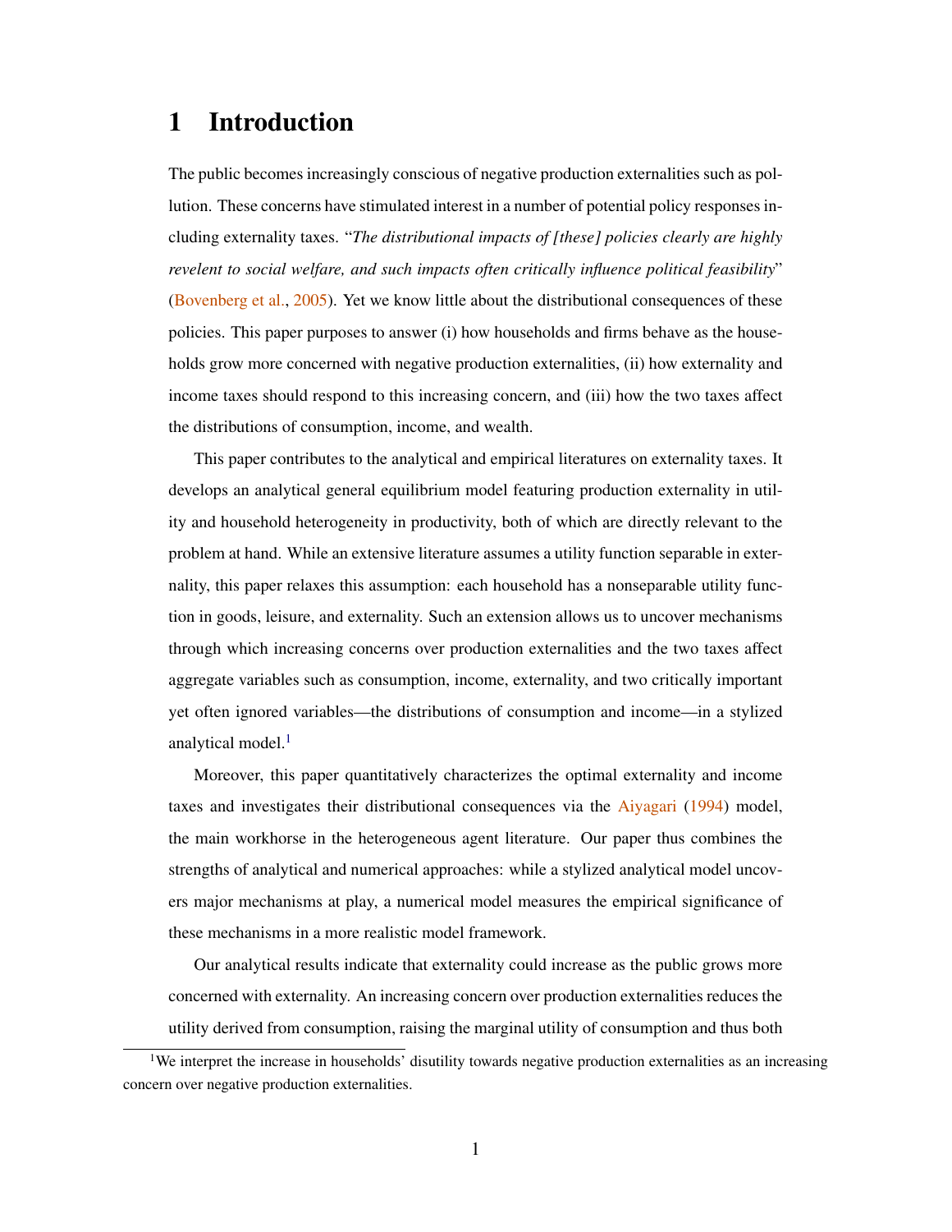# 1 Introduction

The public becomes increasingly conscious of negative production externalities such as pollution. These concerns have stimulated interest in a number of potential policy responses including externality taxes. "*The distributional impacts of [these] policies clearly are highly revelent to social welfare, and such impacts often critically influence political feasibility*" (Bovenberg et al., 2005). Yet we know little about the distributional consequences of these policies. This paper purposes to answer (i) how households and firms behave as the households grow more concerned with negative production externalities, (ii) how externality and income taxes should respond to this increasing concern, and (iii) how the two taxes affect the distributions of consumption, income, and wealth.

This paper contributes to the analytical and empirical literatures on externality taxes. It develops an analytical general equilibrium model featuring production externality in utility and household heterogeneity in productivity, both of which are directly relevant to the problem at hand. While an extensive literature assumes a utility function separable in externality, this paper relaxes this assumption: each household has a nonseparable utility function in goods, leisure, and externality. Such an extension allows us to uncover mechanisms through which increasing concerns over production externalities and the two taxes affect aggregate variables such as consumption, income, externality, and two critically important yet often ignored variables—the distributions of consumption and income—in a stylized analytical model.[1]

Moreover, this paper quantitatively characterizes the optimal externality and income taxes and investigates their distributional consequences via the Aiyagari (1994) model, the main workhorse in the heterogeneous agent literature. Our paper thus combines the strengths of analytical and numerical approaches: while a stylized analytical model uncovers major mechanisms at play, a numerical model measures the empirical significance of these mechanisms in a more realistic model framework.

Our analytical results indicate that externality could increase as the public grows more concerned with externality. An increasing concern over production externalities reduces the utility derived from consumption, raising the marginal utility of consumption and thus both

[1] We interpret the increase in households' disutility towards negative production externalities as an increasing concern over negative production externalities.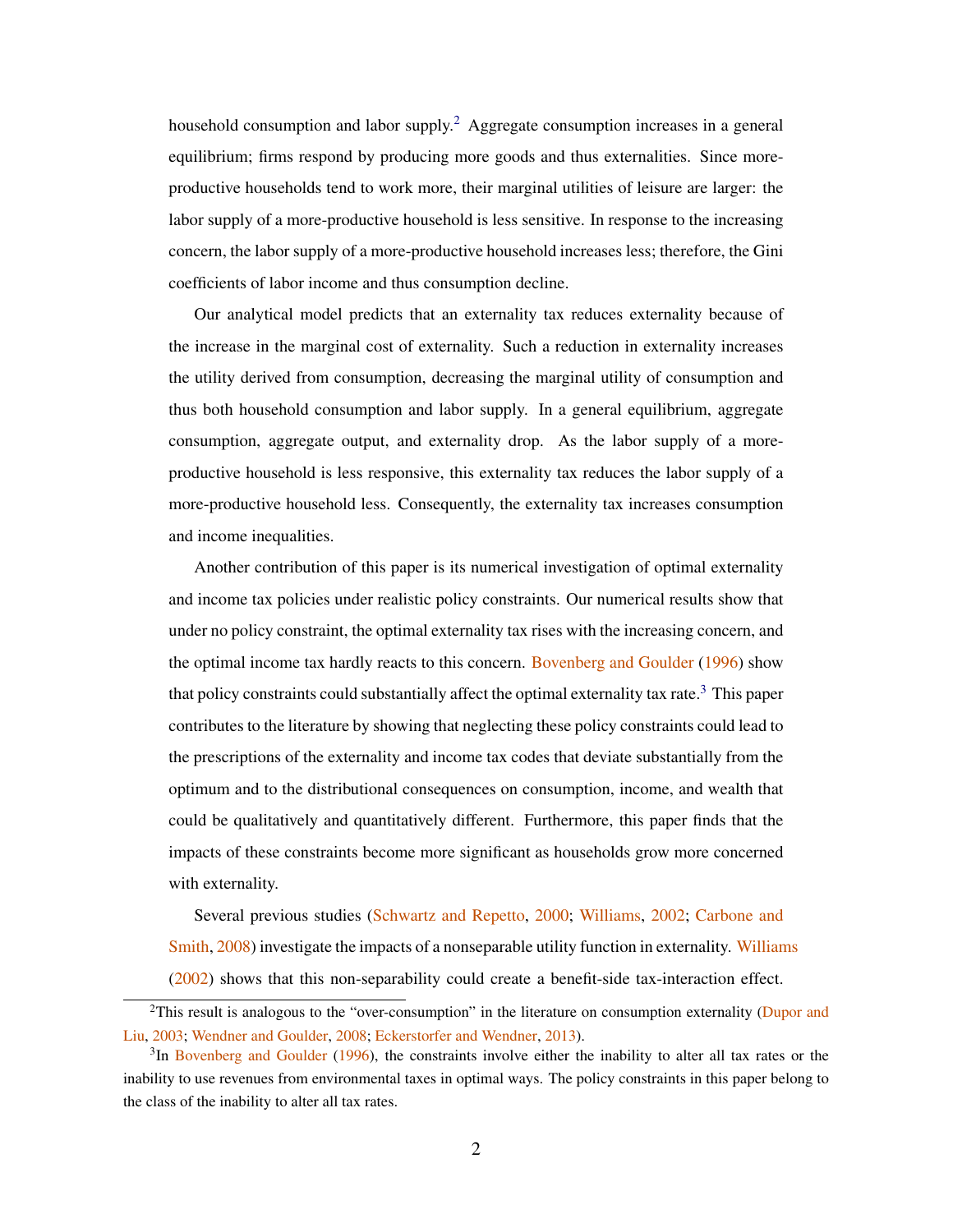household consumption and labor supply.[2] Aggregate consumption increases in a general equilibrium; firms respond by producing more goods and thus externalities. Since more-productive households tend to work more, their marginal utilities of leisure are larger: the labor supply of a more-productive household is less sensitive. In response to the increasing concern, the labor supply of a more-productive household increases less; therefore, the Gini coefficients of labor income and thus consumption decline.

Our analytical model predicts that an externality tax reduces externality because of the increase in the marginal cost of externality. Such a reduction in externality increases the utility derived from consumption, decreasing the marginal utility of consumption and thus both household consumption and labor supply. In a general equilibrium, aggregate consumption, aggregate output, and externality drop. As the labor supply of a more-productive household is less responsive, this externality tax reduces the labor supply of a more-productive household less. Consequently, the externality tax increases consumption and income inequalities.

Another contribution of this paper is its numerical investigation of optimal externality and income tax policies under realistic policy constraints. Our numerical results show that under no policy constraint, the optimal externality tax rises with the increasing concern, and the optimal income tax hardly reacts to this concern. Bovenberg and Goulder (1996) show that policy constraints could substantially affect the optimal externality tax rate.[3] This paper contributes to the literature by showing that neglecting these policy constraints could lead to the prescriptions of the externality and income tax codes that deviate substantially from the optimum and to the distributional consequences on consumption, income, and wealth that could be qualitatively and quantitatively different. Furthermore, this paper finds that the impacts of these constraints become more significant as households grow more concerned with externality.

Several previous studies (Schwartz and Repetto, 2000; Williams, 2002; Carbone and Smith, 2008) investigate the impacts of a nonseparable utility function in externality. Williams (2002) shows that this non-separability could create a benefit-side tax-interaction effect.

[2] This result is analogous to the "over-consumption" in the literature on consumption externality (Dupor and Liu, 2003; Wendner and Goulder, 2008; Eckerstorfer and Wendner, 2013).

[3] In Bovenberg and Goulder (1996), the constraints involve either the inability to alter all tax rates or the inability to use revenues from environmental taxes in optimal ways. The policy constraints in this paper belong to the class of the inability to alter all tax rates.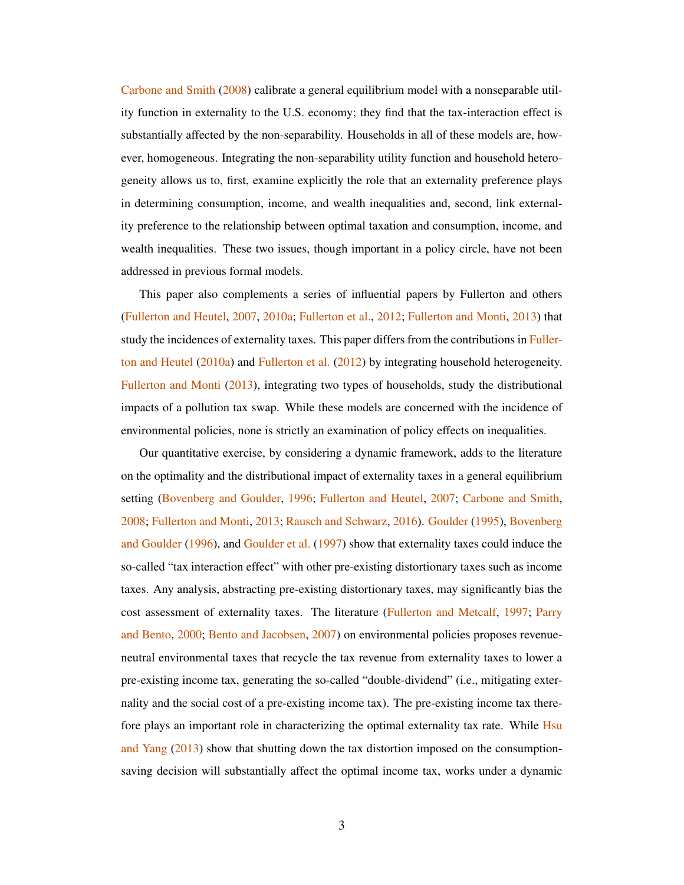Carbone and Smith (2008) calibrate a general equilibrium model with a nonseparable utility function in externality to the U.S. economy; they find that the tax-interaction effect is substantially affected by the non-separability. Households in all of these models are, however, homogeneous. Integrating the non-separability utility function and household heterogeneity allows us to, first, examine explicitly the role that an externality preference plays in determining consumption, income, and wealth inequalities and, second, link externality preference to the relationship between optimal taxation and consumption, income, and wealth inequalities. These two issues, though important in a policy circle, have not been addressed in previous formal models.

This paper also complements a series of influential papers by Fullerton and others (Fullerton and Heutel, 2007, 2010a; Fullerton et al., 2012; Fullerton and Monti, 2013) that study the incidences of externality taxes. This paper differs from the contributions in Fullerton and Heutel (2010a) and Fullerton et al. (2012) by integrating household heterogeneity. Fullerton and Monti (2013), integrating two types of households, study the distributional impacts of a pollution tax swap. While these models are concerned with the incidence of environmental policies, none is strictly an examination of policy effects on inequalities.

Our quantitative exercise, by considering a dynamic framework, adds to the literature on the optimality and the distributional impact of externality taxes in a general equilibrium setting (Bovenberg and Goulder, 1996; Fullerton and Heutel, 2007; Carbone and Smith, 2008; Fullerton and Monti, 2013; Rausch and Schwarz, 2016). Goulder (1995), Bovenberg and Goulder (1996), and Goulder et al. (1997) show that externality taxes could induce the so-called "tax interaction effect" with other pre-existing distortionary taxes such as income taxes. Any analysis, abstracting pre-existing distortionary taxes, may significantly bias the cost assessment of externality taxes. The literature (Fullerton and Metcalf, 1997; Parry and Bento, 2000; Bento and Jacobsen, 2007) on environmental policies proposes revenue-neutral environmental taxes that recycle the tax revenue from externality taxes to lower a pre-existing income tax, generating the so-called "double-dividend" (i.e., mitigating externality and the social cost of a pre-existing income tax). The pre-existing income tax therefore plays an important role in characterizing the optimal externality tax rate. While Hsu and Yang (2013) show that shutting down the tax distortion imposed on the consumption-saving decision will substantially affect the optimal income tax, works under a dynamic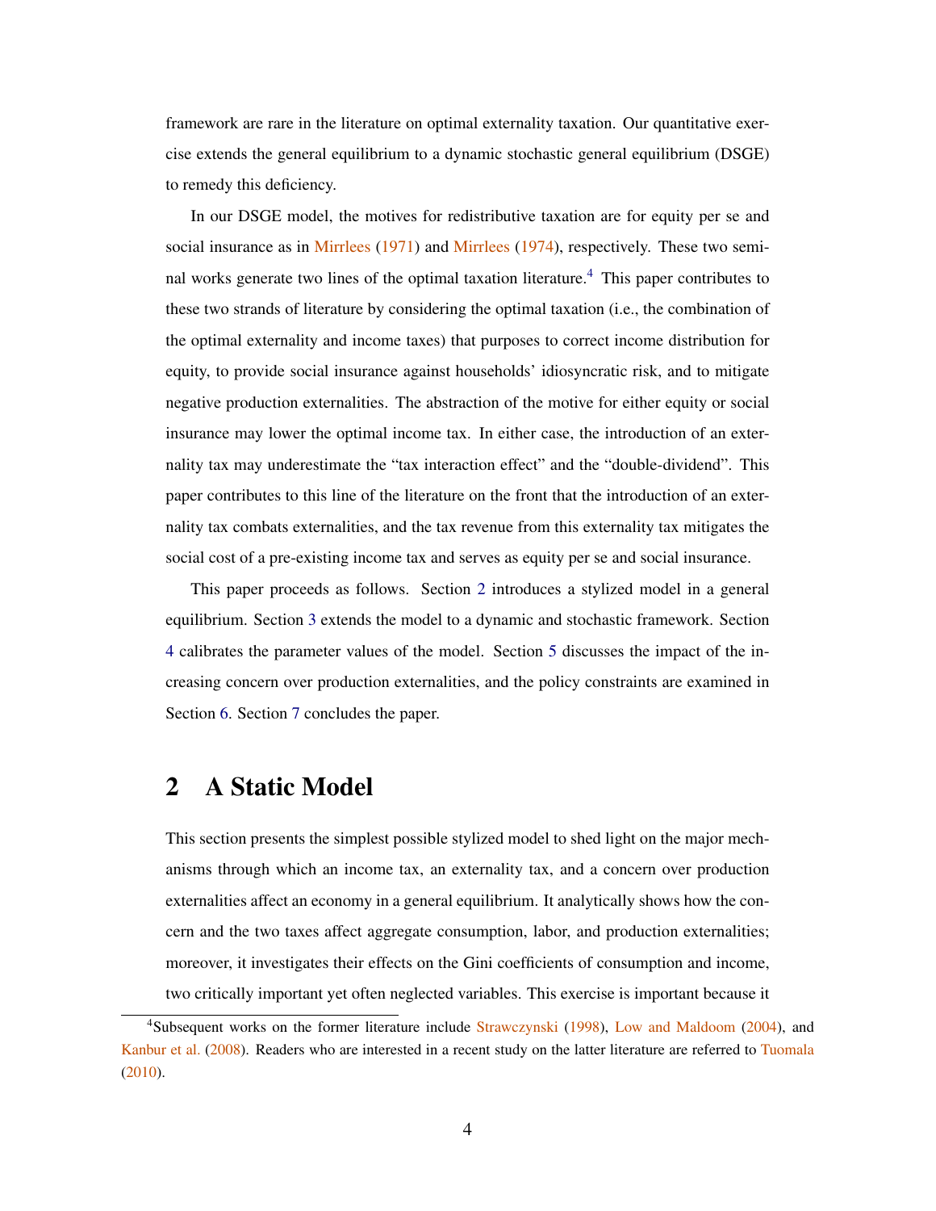framework are rare in the literature on optimal externality taxation. Our quantitative exercise extends the general equilibrium to a dynamic stochastic general equilibrium (DSGE) to remedy this deficiency.

In our DSGE model, the motives for redistributive taxation are for equity per se and social insurance as in Mirrlees (1971) and Mirrlees (1974), respectively. These two seminal works generate two lines of the optimal taxation literature.[4] This paper contributes to these two strands of literature by considering the optimal taxation (i.e., the combination of the optimal externality and income taxes) that purposes to correct income distribution for equity, to provide social insurance against households' idiosyncratic risk, and to mitigate negative production externalities. The abstraction of the motive for either equity or social insurance may lower the optimal income tax. In either case, the introduction of an externality tax may underestimate the "tax interaction effect" and the "double-dividend". This paper contributes to this line of the literature on the front that the introduction of an externality tax combats externalities, and the tax revenue from this externality tax mitigates the social cost of a pre-existing income tax and serves as equity per se and social insurance.

This paper proceeds as follows. Section 2 introduces a stylized model in a general equilibrium. Section 3 extends the model to a dynamic and stochastic framework. Section 4 calibrates the parameter values of the model. Section 5 discusses the impact of the increasing concern over production externalities, and the policy constraints are examined in Section 6. Section 7 concludes the paper.

# 2 A Static Model

This section presents the simplest possible stylized model to shed light on the major mechanisms through which an income tax, an externality tax, and a concern over production externalities affect an economy in a general equilibrium. It analytically shows how the concern and the two taxes affect aggregate consumption, labor, and production externalities; moreover, it investigates their effects on the Gini coefficients of consumption and income, two critically important yet often neglected variables. This exercise is important because it

[4] Subsequent works on the former literature include Strawczynski (1998), Low and Maldoom (2004), and Kanbur et al. (2008). Readers who are interested in a recent study on the latter literature are referred to Tuomala (2010).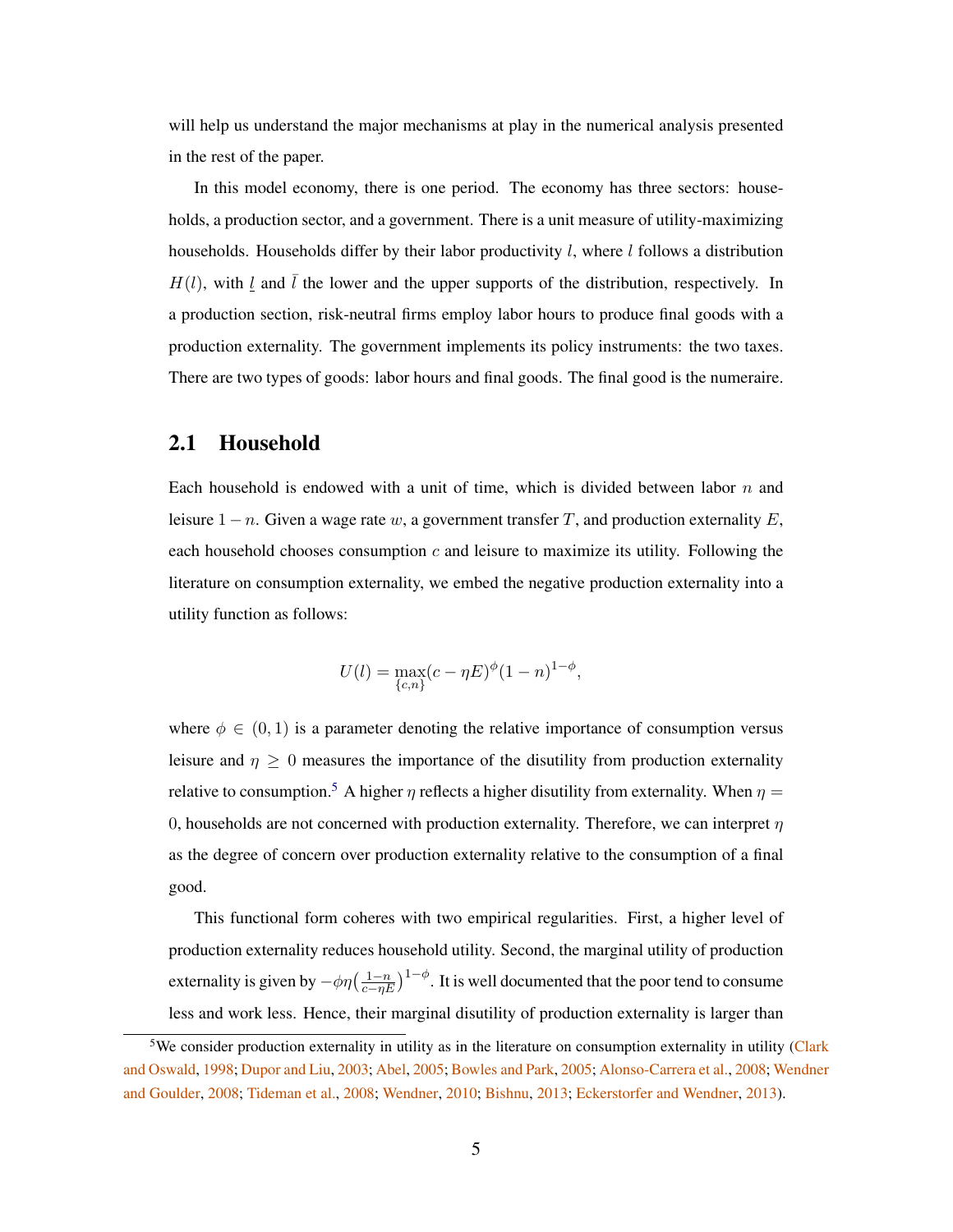will help us understand the major mechanisms at play in the numerical analysis presented in the rest of the paper.

In this model economy, there is one period. The economy has three sectors: households, a production sector, and a government. There is a unit measure of utility-maximizing households. Households differ by their labor productivity $l$, where $l$ follows a distribution $H(l)$, with $\underline{l}$ and $\bar{l}$ the lower and the upper supports of the distribution, respectively. In a production section, risk-neutral firms employ labor hours to produce final goods with a production externality. The government implements its policy instruments: the two taxes. There are two types of goods: labor hours and final goods. The final good is the numeraire.

## 2.1 Household

Each household is endowed with a unit of time, which is divided between labor $n$ and leisure $1-n$. Given a wage rate $w$, a government transfer $T$, and production externality $E$, each household chooses consumption $c$ and leisure to maximize its utility. Following the literature on consumption externality, we embed the negative production externality into a utility function as follows:

$$U(l) = \max_{\{c,n\}} (c - \eta E)^{\phi}(1-n)^{1-\phi},$$

where $\phi \in (0, 1)$ is a parameter denoting the relative importance of consumption versus leisure and $\eta \geq 0$ measures the importance of the disutility from production externality relative to consumption.[5] A higher $\eta$ reflects a higher disutility from externality. When $\eta = 0$, households are not concerned with production externality. Therefore, we can interpret $\eta$ as the degree of concern over production externality relative to the consumption of a final good.

This functional form coheres with two empirical regularities. First, a higher level of production externality reduces household utility. Second, the marginal utility of production externality is given by $-\phi\eta\left(\frac{1-n}{c-\eta E}\right)^{1-\phi}$. It is well documented that the poor tend to consume less and work less. Hence, their marginal disutility of production externality is larger than

[5] We consider production externality in utility as in the literature on consumption externality in utility (Clark and Oswald, 1998; Dupor and Liu, 2003; Abel, 2005; Bowles and Park, 2005; Alonso-Carrera et al., 2008; Wendner and Goulder, 2008; Tideman et al., 2008; Wendner, 2010; Bishnu, 2013; Eckerstorfer and Wendner, 2013).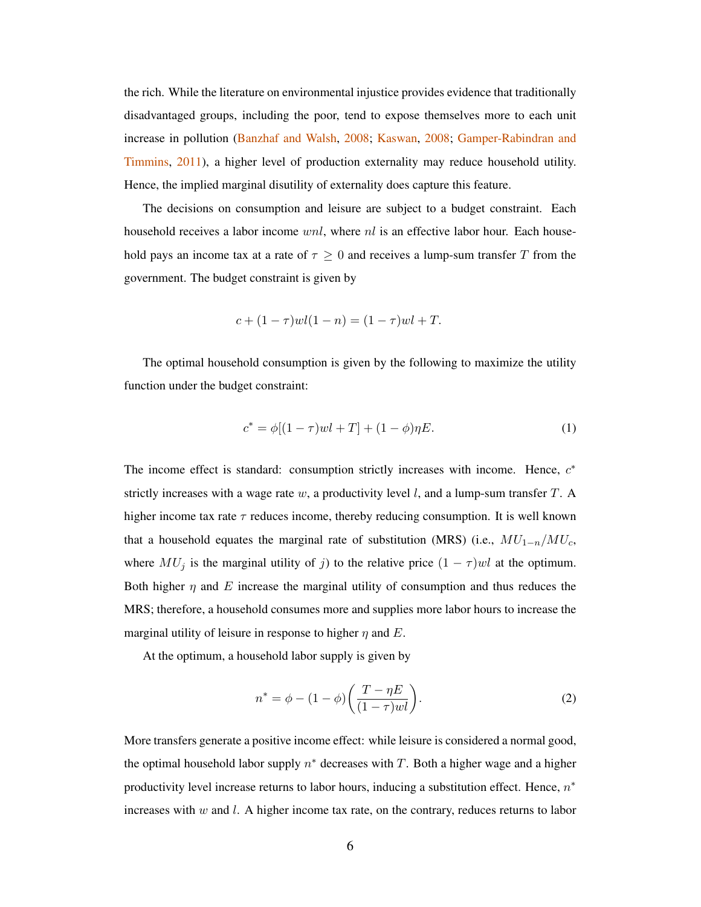the rich. While the literature on environmental injustice provides evidence that traditionally disadvantaged groups, including the poor, tend to expose themselves more to each unit increase in pollution (Banzhaf and Walsh, 2008; Kaswan, 2008; Gamper-Rabindran and Timmins, 2011), a higher level of production externality may reduce household utility. Hence, the implied marginal disutility of externality does capture this feature.

The decisions on consumption and leisure are subject to a budget constraint. Each household receives a labor income $wnl$, where $nl$ is an effective labor hour. Each household pays an income tax at a rate of $\tau \geq 0$ and receives a lump-sum transfer $T$ from the government. The budget constraint is given by

$$c + (1-\tau)wl(1-n) = (1-\tau)wl + T.$$

The optimal household consumption is given by the following to maximize the utility function under the budget constraint:

$$c^* = \phi[(1-\tau)wl + T] + (1-\phi)\eta E. \tag{1}$$

The income effect is standard: consumption strictly increases with income. Hence, $c^*$ strictly increases with a wage rate $w$, a productivity level $l$, and a lump-sum transfer $T$. A higher income tax rate $\tau$ reduces income, thereby reducing consumption. It is well known that a household equates the marginal rate of substitution (MRS) (i.e., $MU_{1-n}/MU_c$, where $MU_j$ is the marginal utility of $j$) to the relative price $(1-\tau)wl$ at the optimum. Both higher $\eta$ and $E$ increase the marginal utility of consumption and thus reduces the MRS; therefore, a household consumes more and supplies more labor hours to increase the marginal utility of leisure in response to higher $\eta$ and $E$.

At the optimum, a household labor supply is given by

$$n^* = \phi - (1-\phi)\left(\frac{T - \eta E}{(1-\tau)wl}\right). \tag{2}$$

More transfers generate a positive income effect: while leisure is considered a normal good, the optimal household labor supply $n^*$ decreases with $T$. Both a higher wage and a higher productivity level increase returns to labor hours, inducing a substitution effect. Hence, $n^*$ increases with $w$ and $l$. A higher income tax rate, on the contrary, reduces returns to labor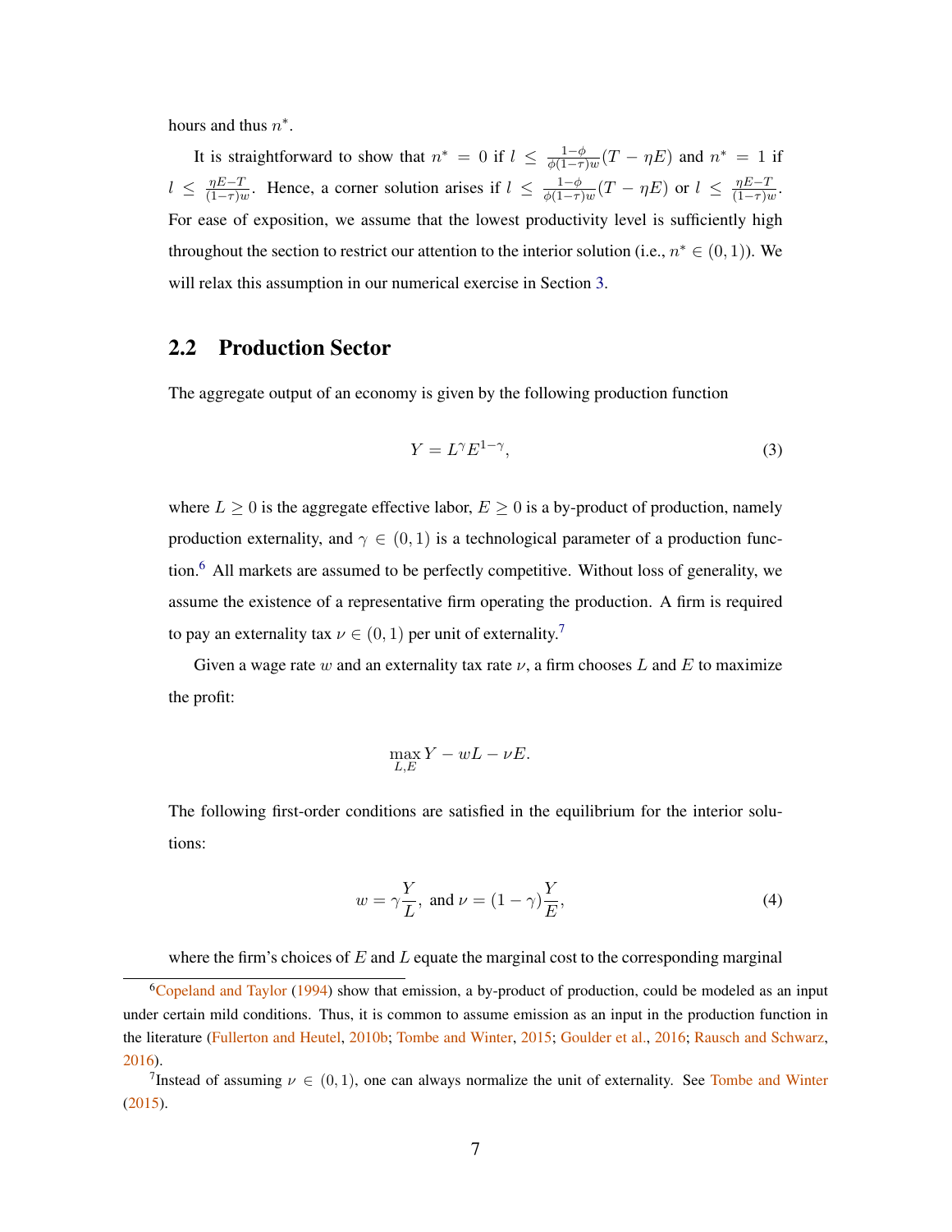hours and thus $n^*$.

It is straightforward to show that $n^* = 0$ if $l \leq \frac{1-\phi}{\phi(1-\tau)w}(T - \eta E)$ and $n^* = 1$ if $l \leq \frac{\eta E - T}{(1-\tau)w}$. Hence, a corner solution arises if $l \leq \frac{1-\phi}{\phi(1-\tau)w}(T - \eta E)$ or $l \leq \frac{\eta E - T}{(1-\tau)w}$. For ease of exposition, we assume that the lowest productivity level is sufficiently high throughout the section to restrict our attention to the interior solution (i.e., $n^* \in (0, 1)$). We will relax this assumption in our numerical exercise in Section 3.

## 2.2 Production Sector

The aggregate output of an economy is given by the following production function

$$Y = L^{\gamma} E^{1-\gamma}, \tag{3}$$

where $L \geq 0$ is the aggregate effective labor, $E \geq 0$ is a by-product of production, namely production externality, and $\gamma \in (0, 1)$ is a technological parameter of a production function.[6] All markets are assumed to be perfectly competitive. Without loss of generality, we assume the existence of a representative firm operating the production. A firm is required to pay an externality tax $\nu \in (0, 1)$ per unit of externality.[7]

Given a wage rate $w$ and an externality tax rate $\nu$, a firm chooses $L$ and $E$ to maximize the profit:

$$\max_{L,E} Y - wL - \nu E.$$

The following first-order conditions are satisfied in the equilibrium for the interior solutions:

$$w = \gamma \frac{Y}{L}, \text{ and } \nu = (1-\gamma)\frac{Y}{E}, \tag{4}$$

where the firm's choices of $E$ and $L$ equate the marginal cost to the corresponding marginal

---

[6] Copeland and Taylor (1994) show that emission, a by-product of production, could be modeled as an input under certain mild conditions. Thus, it is common to assume emission as an input in the production function in the literature (Fullerton and Heutel, 2010b; Tombe and Winter, 2015; Goulder et al., 2016; Rausch and Schwarz, 2016).

[7] Instead of assuming $\nu \in (0, 1)$, one can always normalize the unit of externality. See Tombe and Winter (2015).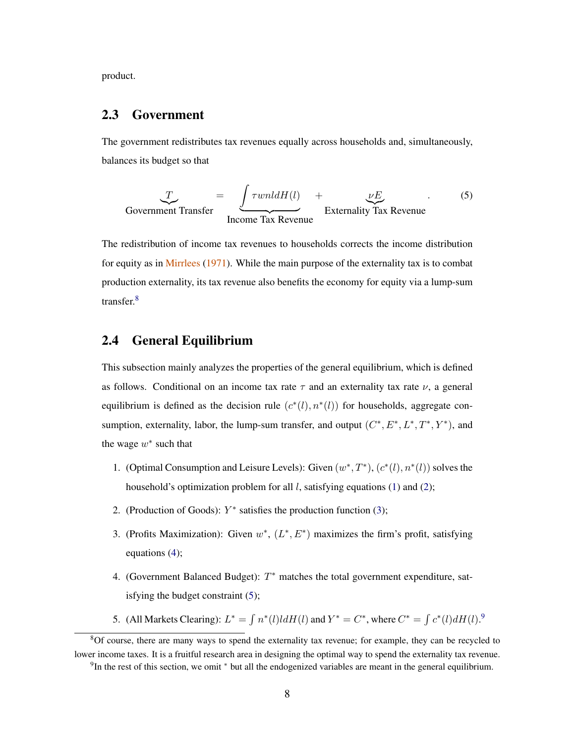product.

## 2.3 Government

The government redistributes tax revenues equally across households and, simultaneously, balances its budget so that

$$\underbrace{T}_{\text{Government Transfer}} = \underbrace{\int \tau wnl dH(l)}_{\text{Income Tax Revenue}} + \underbrace{\nu E}_{\text{Externality Tax Revenue}}. \tag{5}$$

The redistribution of income tax revenues to households corrects the income distribution for equity as in Mirrlees (1971). While the main purpose of the externality tax is to combat production externality, its tax revenue also benefits the economy for equity via a lump-sum transfer.[8]

## 2.4 General Equilibrium

This subsection mainly analyzes the properties of the general equilibrium, which is defined as follows. Conditional on an income tax rate $\tau$ and an externality tax rate $\nu$, a general equilibrium is defined as the decision rule $(c^*(l), n^*(l))$ for households, aggregate consumption, externality, labor, the lump-sum transfer, and output $(C^*, E^*, L^*, T^*, Y^*)$, and the wage $w^*$ such that

1. (Optimal Consumption and Leisure Levels): Given $(w^*, T^*)$, $(c^*(l), n^*(l))$ solves the household's optimization problem for all $l$, satisfying equations (1) and (2);
2. (Production of Goods): $Y^*$ satisfies the production function (3);
3. (Profits Maximization): Given $w^*$, $(L^*, E^*)$ maximizes the firm's profit, satisfying equations (4);
4. (Government Balanced Budget): $T^*$ matches the total government expenditure, satisfying the budget constraint (5);
5. (All Markets Clearing): $L^* = \int n^*(l) l dH(l)$ and $Y^* = C^*$, where $C^* = \int c^*(l) dH(l)$.[9]

[8] Of course, there are many ways to spend the externality tax revenue; for example, they can be recycled to lower income taxes. It is a fruitful research area in designing the optimal way to spend the externality tax revenue.

[9] In the rest of this section, we omit $^*$ but all the endogenized variables are meant in the general equilibrium.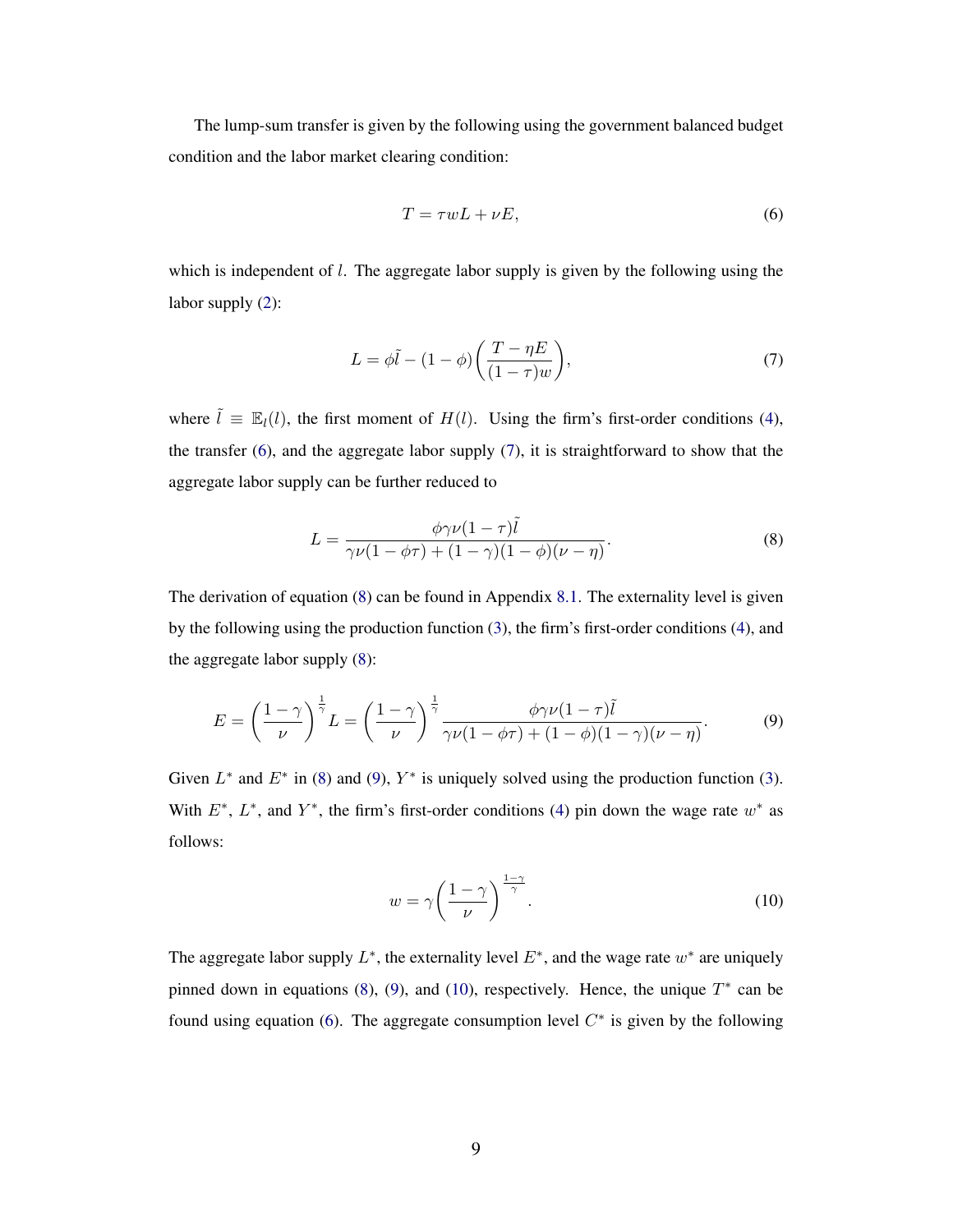The lump-sum transfer is given by the following using the government balanced budget condition and the labor market clearing condition:

$$T = \tau w L + \nu E, \tag{6}$$

which is independent of $l$. The aggregate labor supply is given by the following using the labor supply (2):

$$L = \phi \tilde{l} - (1-\phi)\left(\frac{T - \eta E}{(1-\tau)w}\right), \tag{7}$$

where $\tilde{l} \equiv \mathbb{E}_l(l)$, the first moment of $H(l)$. Using the firm's first-order conditions (4), the transfer (6), and the aggregate labor supply (7), it is straightforward to show that the aggregate labor supply can be further reduced to

$$L = \frac{\phi \gamma \nu (1-\tau)\tilde{l}}{\gamma \nu (1 - \phi\tau) + (1-\gamma)(1-\phi)(\nu - \eta)}. \tag{8}$$

The derivation of equation (8) can be found in Appendix 8.1. The externality level is given by the following using the production function (3), the firm's first-order conditions (4), and the aggregate labor supply (8):

$$E = \left(\frac{1-\gamma}{\nu}\right)^{\frac{1}{\gamma}} L = \left(\frac{1-\gamma}{\nu}\right)^{\frac{1}{\gamma}} \frac{\phi \gamma \nu (1-\tau)\tilde{l}}{\gamma \nu (1-\phi\tau) + (1-\phi)(1-\gamma)(\nu - \eta)}. \tag{9}$$

Given $L^*$ and $E^*$ in (8) and (9), $Y^*$ is uniquely solved using the production function (3). With $E^*$, $L^*$, and $Y^*$, the firm's first-order conditions (4) pin down the wage rate $w^*$ as follows:

$$w = \gamma \left(\frac{1-\gamma}{\nu}\right)^{\frac{1-\gamma}{\gamma}}. \tag{10}$$

The aggregate labor supply $L^*$, the externality level $E^*$, and the wage rate $w^*$ are uniquely pinned down in equations (8), (9), and (10), respectively. Hence, the unique $T^*$ can be found using equation (6). The aggregate consumption level $C^*$ is given by the following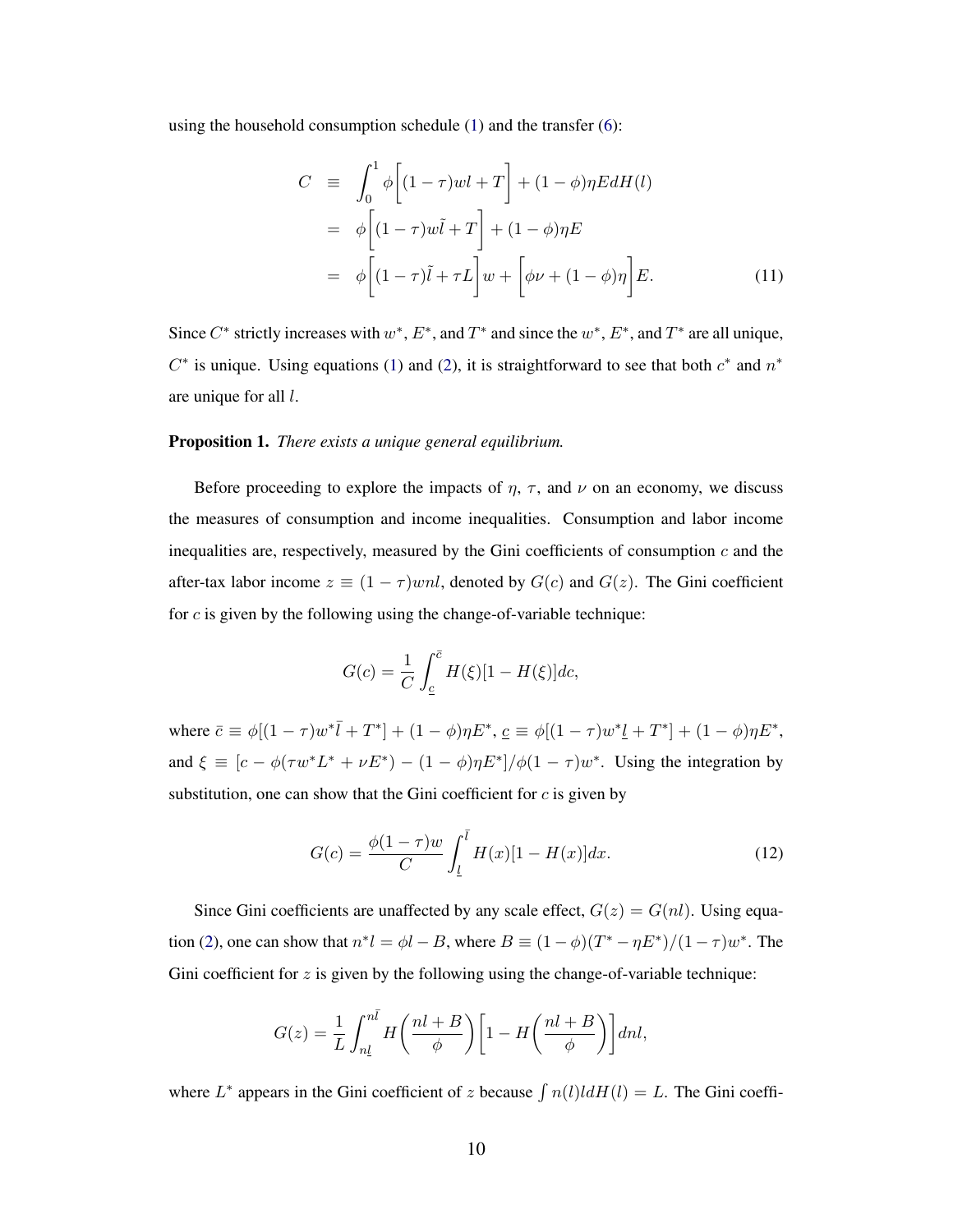using the household consumption schedule (1) and the transfer (6):

$$
\begin{aligned}
C &\equiv \int_0^1 \phi\bigg[(1-\tau)wl + T\bigg] + (1-\phi)\eta E dH(l) \\
&= \phi\bigg[(1-\tau)w\tilde{l} + T\bigg] + (1-\phi)\eta E \\
&= \phi\bigg[(1-\tau)\tilde{l} + \tau L\bigg]w + \bigg[\phi\nu + (1-\phi)\eta\bigg]E. \qquad (11)
\end{aligned}
$$

Since $C^*$ strictly increases with $w^*$, $E^*$, and $T^*$ and since the $w^*$, $E^*$, and $T^*$ are all unique, $C^*$ is unique. Using equations (1) and (2), it is straightforward to see that both $c^*$ and $n^*$ are unique for all $l$.

**Proposition 1.** *There exists a unique general equilibrium.*

Before proceeding to explore the impacts of $\eta$, $\tau$, and $\nu$ on an economy, we discuss the measures of consumption and income inequalities. Consumption and labor income inequalities are, respectively, measured by the Gini coefficients of consumption $c$ and the after-tax labor income $z \equiv (1-\tau)wnl$, denoted by $G(c)$ and $G(z)$. The Gini coefficient for $c$ is given by the following using the change-of-variable technique:

$$
G(c) = \frac{1}{C}\int_{\underline{c}}^{\bar{c}} H(\xi)[1-H(\xi)]dc,
$$

where $\bar{c} \equiv \phi[(1-\tau)w^*\bar{l} + T^*] + (1-\phi)\eta E^*$, $\underline{c} \equiv \phi[(1-\tau)w^*\underline{l} + T^*] + (1-\phi)\eta E^*$, and $\xi \equiv [c - \phi(\tau w^* L^* + \nu E^*) - (1-\phi)\eta E^*]/\phi(1-\tau)w^*$. Using the integration by substitution, one can show that the Gini coefficient for $c$ is given by

$$
G(c) = \frac{\phi(1-\tau)w}{C}\int_{\underline{l}}^{\bar{l}} H(x)[1-H(x)]dx. \qquad (12)
$$

Since Gini coefficients are unaffected by any scale effect, $G(z) = G(nl)$. Using equation (2), one can show that $n^*l = \phi l - B$, where $B \equiv (1-\phi)(T^* - \eta E^*)/(1-\tau)w^*$. The Gini coefficient for $z$ is given by the following using the change-of-variable technique:

$$
G(z) = \frac{1}{L}\int_{n\underline{l}}^{n\bar{l}} H\bigg(\frac{nl+B}{\phi}\bigg)\bigg[1 - H\bigg(\frac{nl+B}{\phi}\bigg)\bigg]dnl,
$$

where $L^*$ appears in the Gini coefficient of $z$ because $\int n(l)l dH(l) = L$. The Gini coeffi-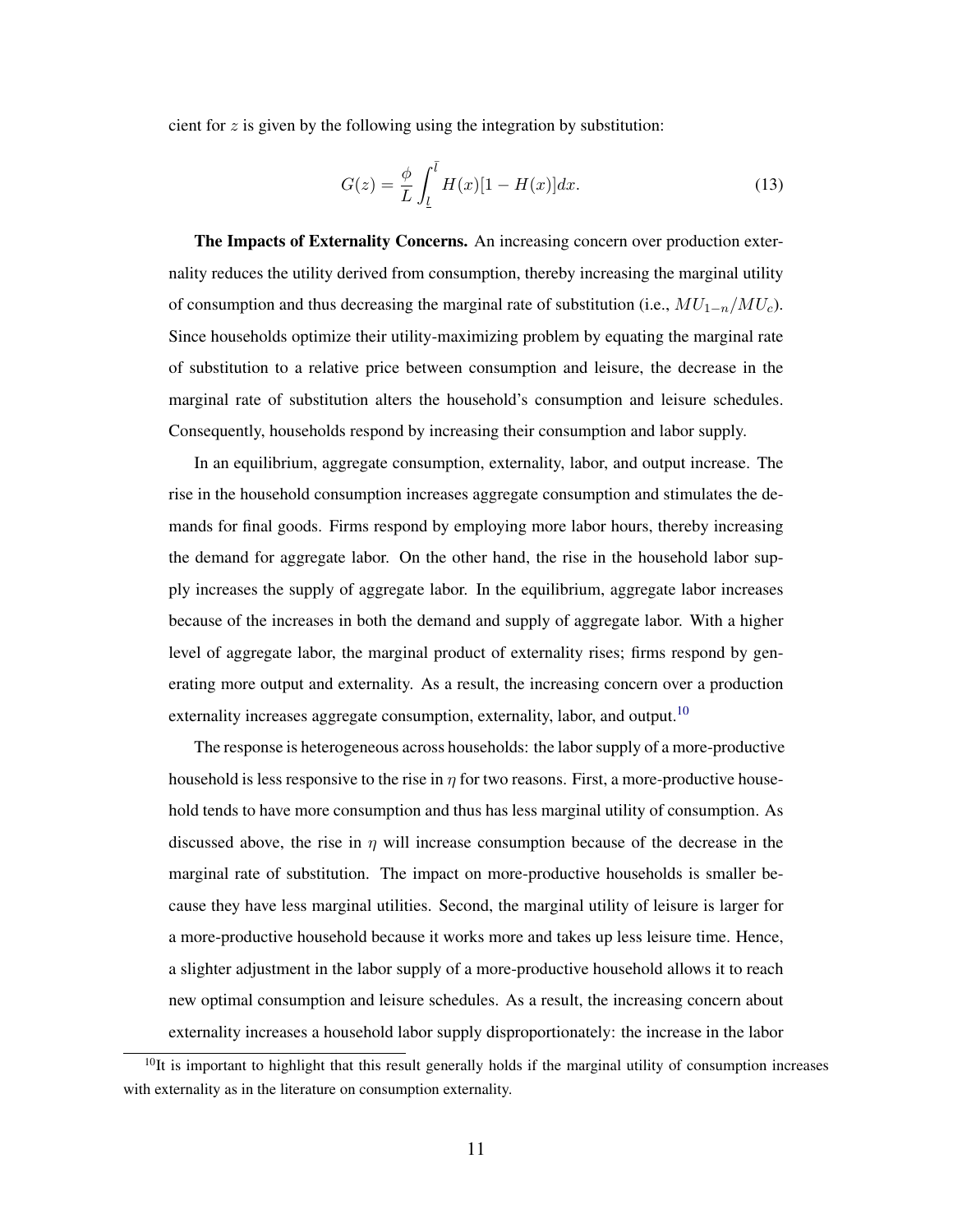cient for $z$ is given by the following using the integration by substitution:

$$G(z) = \frac{\phi}{L} \int_{\underline{l}}^{\bar{l}} H(x)[1 - H(x)]dx. \tag{13}$$

**The Impacts of Externality Concerns.** An increasing concern over production externality reduces the utility derived from consumption, thereby increasing the marginal utility of consumption and thus decreasing the marginal rate of substitution (i.e., $MU_{1-n}/MU_c$). Since households optimize their utility-maximizing problem by equating the marginal rate of substitution to a relative price between consumption and leisure, the decrease in the marginal rate of substitution alters the household's consumption and leisure schedules. Consequently, households respond by increasing their consumption and labor supply.

In an equilibrium, aggregate consumption, externality, labor, and output increase. The rise in the household consumption increases aggregate consumption and stimulates the demands for final goods. Firms respond by employing more labor hours, thereby increasing the demand for aggregate labor. On the other hand, the rise in the household labor supply increases the supply of aggregate labor. In the equilibrium, aggregate labor increases because of the increases in both the demand and supply of aggregate labor. With a higher level of aggregate labor, the marginal product of externality rises; firms respond by generating more output and externality. As a result, the increasing concern over a production externality increases aggregate consumption, externality, labor, and output.[10]

The response is heterogeneous across households: the labor supply of a more-productive household is less responsive to the rise in $\eta$ for two reasons. First, a more-productive household tends to have more consumption and thus has less marginal utility of consumption. As discussed above, the rise in $\eta$ will increase consumption because of the decrease in the marginal rate of substitution. The impact on more-productive households is smaller because they have less marginal utilities. Second, the marginal utility of leisure is larger for a more-productive household because it works more and takes up less leisure time. Hence, a slighter adjustment in the labor supply of a more-productive household allows it to reach new optimal consumption and leisure schedules. As a result, the increasing concern about externality increases a household labor supply disproportionately: the increase in the labor

[10] It is important to highlight that this result generally holds if the marginal utility of consumption increases with externality as in the literature on consumption externality.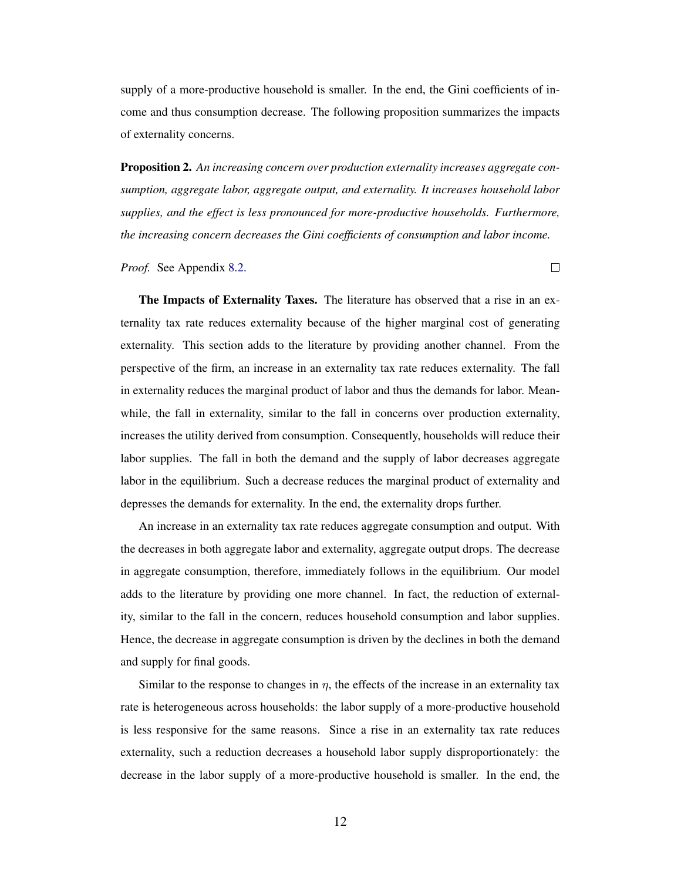supply of a more-productive household is smaller. In the end, the Gini coefficients of income and thus consumption decrease. The following proposition summarizes the impacts of externality concerns.

**Proposition 2.** *An increasing concern over production externality increases aggregate consumption, aggregate labor, aggregate output, and externality. It increases household labor supplies, and the effect is less pronounced for more-productive households. Furthermore, the increasing concern decreases the Gini coefficients of consumption and labor income.*

*Proof.* See Appendix 8.2. □

**The Impacts of Externality Taxes.** The literature has observed that a rise in an externality tax rate reduces externality because of the higher marginal cost of generating externality. This section adds to the literature by providing another channel. From the perspective of the firm, an increase in an externality tax rate reduces externality. The fall in externality reduces the marginal product of labor and thus the demands for labor. Meanwhile, the fall in externality, similar to the fall in concerns over production externality, increases the utility derived from consumption. Consequently, households will reduce their labor supplies. The fall in both the demand and the supply of labor decreases aggregate labor in the equilibrium. Such a decrease reduces the marginal product of externality and depresses the demands for externality. In the end, the externality drops further.

An increase in an externality tax rate reduces aggregate consumption and output. With the decreases in both aggregate labor and externality, aggregate output drops. The decrease in aggregate consumption, therefore, immediately follows in the equilibrium. Our model adds to the literature by providing one more channel. In fact, the reduction of externality, similar to the fall in the concern, reduces household consumption and labor supplies. Hence, the decrease in aggregate consumption is driven by the declines in both the demand and supply for final goods.

Similar to the response to changes in $\eta$, the effects of the increase in an externality tax rate is heterogeneous across households: the labor supply of a more-productive household is less responsive for the same reasons. Since a rise in an externality tax rate reduces externality, such a reduction decreases a household labor supply disproportionately: the decrease in the labor supply of a more-productive household is smaller. In the end, the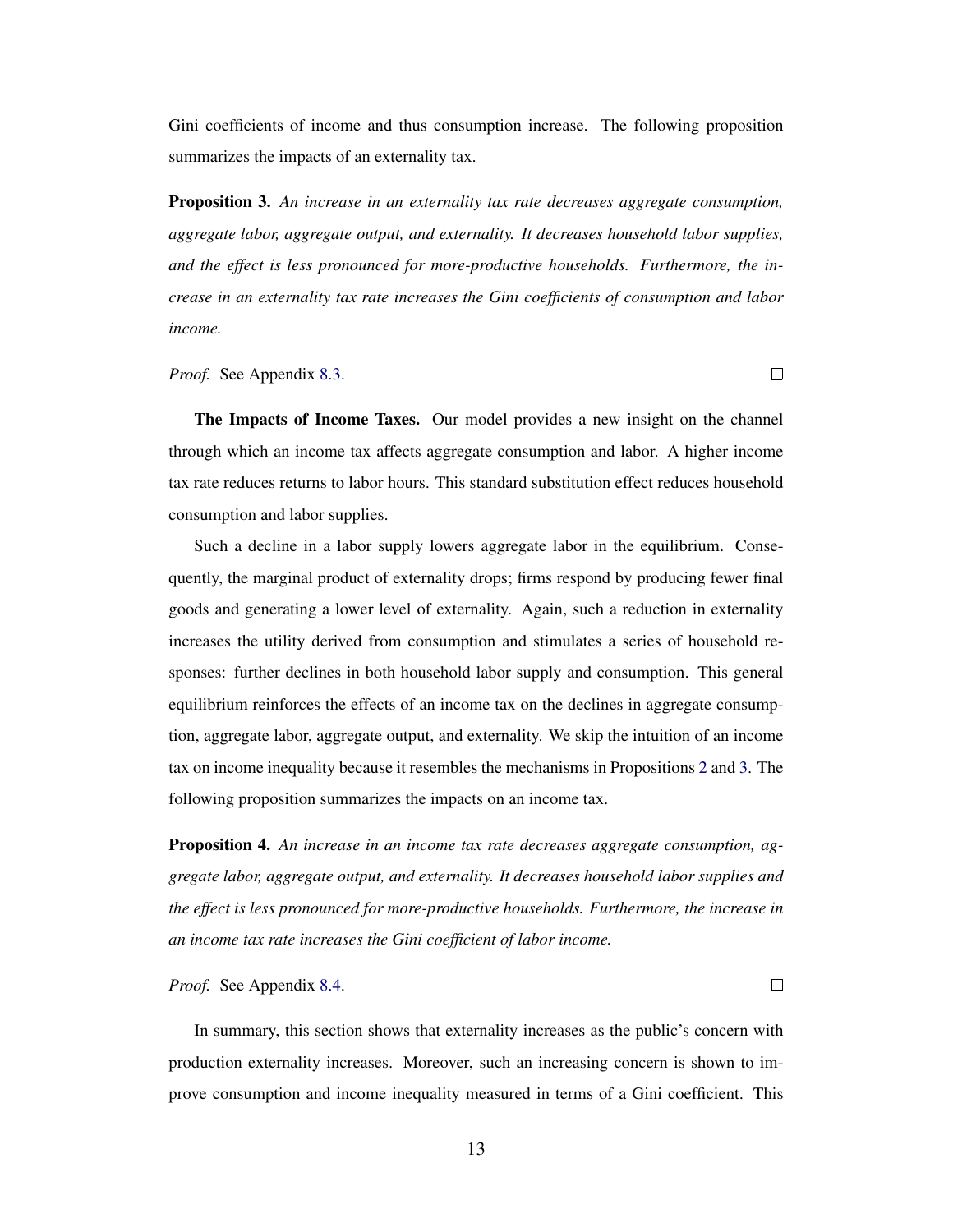Gini coefficients of income and thus consumption increase. The following proposition summarizes the impacts of an externality tax.

**Proposition 3.** *An increase in an externality tax rate decreases aggregate consumption, aggregate labor, aggregate output, and externality. It decreases household labor supplies, and the effect is less pronounced for more-productive households. Furthermore, the increase in an externality tax rate increases the Gini coefficients of consumption and labor income.*

*Proof.* See Appendix 8.3. □

**The Impacts of Income Taxes.** Our model provides a new insight on the channel through which an income tax affects aggregate consumption and labor. A higher income tax rate reduces returns to labor hours. This standard substitution effect reduces household consumption and labor supplies.

Such a decline in a labor supply lowers aggregate labor in the equilibrium. Consequently, the marginal product of externality drops; firms respond by producing fewer final goods and generating a lower level of externality. Again, such a reduction in externality increases the utility derived from consumption and stimulates a series of household responses: further declines in both household labor supply and consumption. This general equilibrium reinforces the effects of an income tax on the declines in aggregate consumption, aggregate labor, aggregate output, and externality. We skip the intuition of an income tax on income inequality because it resembles the mechanisms in Propositions 2 and 3. The following proposition summarizes the impacts on an income tax.

**Proposition 4.** *An increase in an income tax rate decreases aggregate consumption, aggregate labor, aggregate output, and externality. It decreases household labor supplies and the effect is less pronounced for more-productive households. Furthermore, the increase in an income tax rate increases the Gini coefficient of labor income.*

*Proof.* See Appendix 8.4. □

In summary, this section shows that externality increases as the public's concern with production externality increases. Moreover, such an increasing concern is shown to improve consumption and income inequality measured in terms of a Gini coefficient. This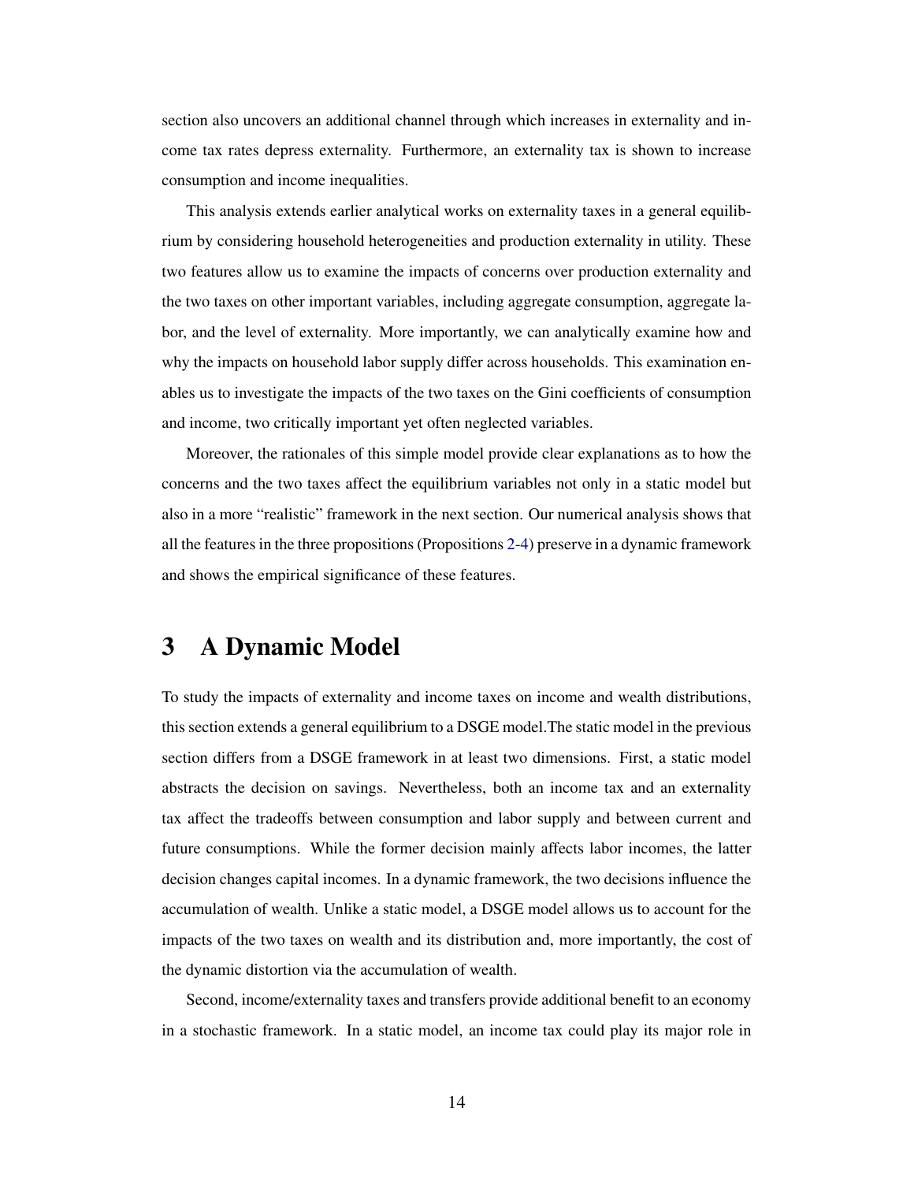section also uncovers an additional channel through which increases in externality and income tax rates depress externality. Furthermore, an externality tax is shown to increase consumption and income inequalities.

This analysis extends earlier analytical works on externality taxes in a general equilibrium by considering household heterogeneities and production externality in utility. These two features allow us to examine the impacts of concerns over production externality and the two taxes on other important variables, including aggregate consumption, aggregate labor, and the level of externality. More importantly, we can analytically examine how and why the impacts on household labor supply differ across households. This examination enables us to investigate the impacts of the two taxes on the Gini coefficients of consumption and income, two critically important yet often neglected variables.

Moreover, the rationales of this simple model provide clear explanations as to how the concerns and the two taxes affect the equilibrium variables not only in a static model but also in a more "realistic" framework in the next section. Our numerical analysis shows that all the features in the three propositions (Propositions 2-4) preserve in a dynamic framework and shows the empirical significance of these features.

# 3 A Dynamic Model

To study the impacts of externality and income taxes on income and wealth distributions, this section extends a general equilibrium to a DSGE model.The static model in the previous section differs from a DSGE framework in at least two dimensions. First, a static model abstracts the decision on savings. Nevertheless, both an income tax and an externality tax affect the tradeoffs between consumption and labor supply and between current and future consumptions. While the former decision mainly affects labor incomes, the latter decision changes capital incomes. In a dynamic framework, the two decisions influence the accumulation of wealth. Unlike a static model, a DSGE model allows us to account for the impacts of the two taxes on wealth and its distribution and, more importantly, the cost of the dynamic distortion via the accumulation of wealth.

Second, income/externality taxes and transfers provide additional benefit to an economy in a stochastic framework. In a static model, an income tax could play its major role in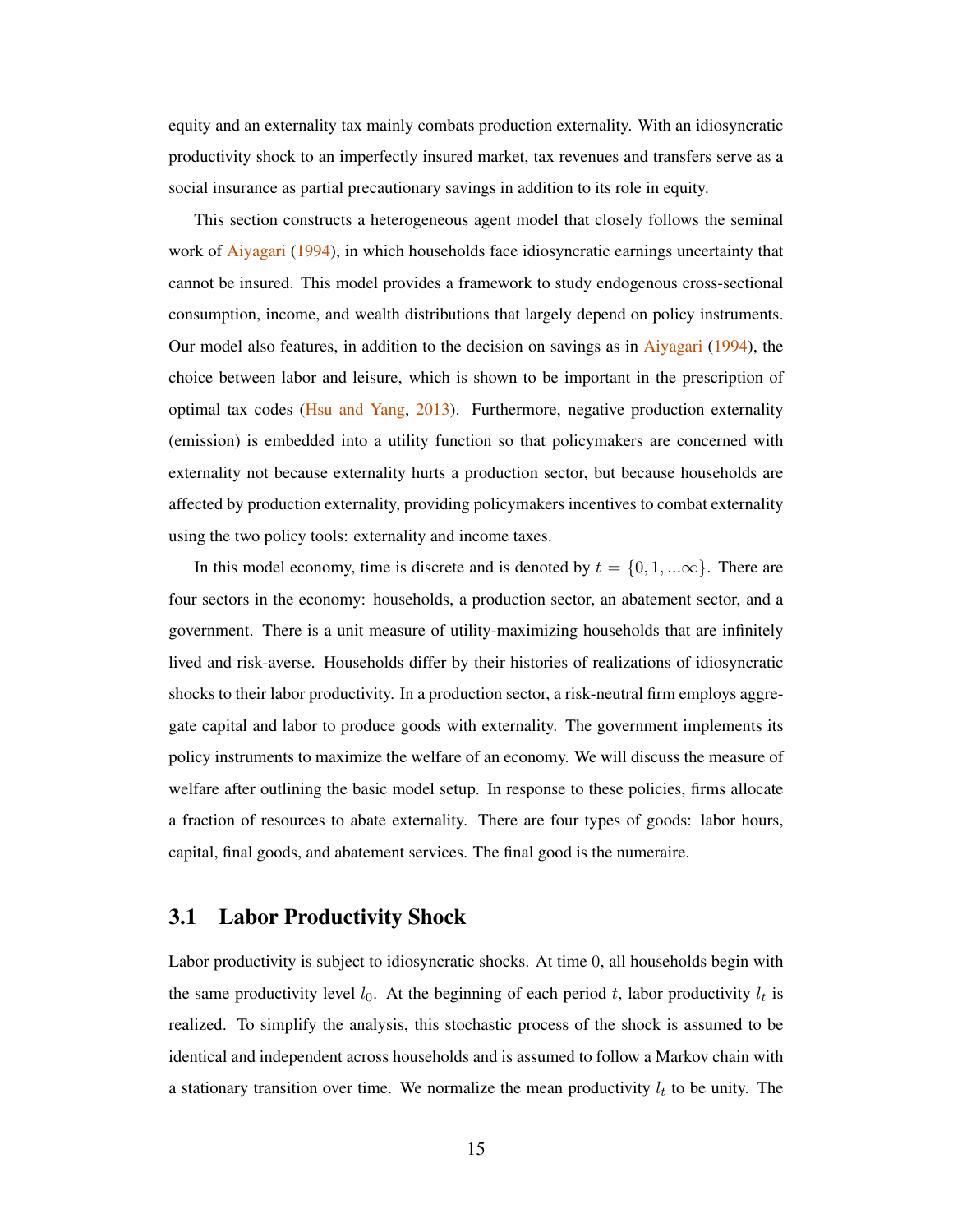equity and an externality tax mainly combats production externality. With an idiosyncratic productivity shock to an imperfectly insured market, tax revenues and transfers serve as a social insurance as partial precautionary savings in addition to its role in equity.

This section constructs a heterogeneous agent model that closely follows the seminal work of Aiyagari (1994), in which households face idiosyncratic earnings uncertainty that cannot be insured. This model provides a framework to study endogenous cross-sectional consumption, income, and wealth distributions that largely depend on policy instruments. Our model also features, in addition to the decision on savings as in Aiyagari (1994), the choice between labor and leisure, which is shown to be important in the prescription of optimal tax codes (Hsu and Yang, 2013). Furthermore, negative production externality (emission) is embedded into a utility function so that policymakers are concerned with externality not because externality hurts a production sector, but because households are affected by production externality, providing policymakers incentives to combat externality using the two policy tools: externality and income taxes.

In this model economy, time is discrete and is denoted by $t = \{0, 1, ...\infty\}$. There are four sectors in the economy: households, a production sector, an abatement sector, and a government. There is a unit measure of utility-maximizing households that are infinitely lived and risk-averse. Households differ by their histories of realizations of idiosyncratic shocks to their labor productivity. In a production sector, a risk-neutral firm employs aggregate capital and labor to produce goods with externality. The government implements its policy instruments to maximize the welfare of an economy. We will discuss the measure of welfare after outlining the basic model setup. In response to these policies, firms allocate a fraction of resources to abate externality. There are four types of goods: labor hours, capital, final goods, and abatement services. The final good is the numeraire.

## 3.1 Labor Productivity Shock

Labor productivity is subject to idiosyncratic shocks. At time 0, all households begin with the same productivity level $l_0$. At the beginning of each period $t$, labor productivity $l_t$ is realized. To simplify the analysis, this stochastic process of the shock is assumed to be identical and independent across households and is assumed to follow a Markov chain with a stationary transition over time. We normalize the mean productivity $l_t$ to be unity. The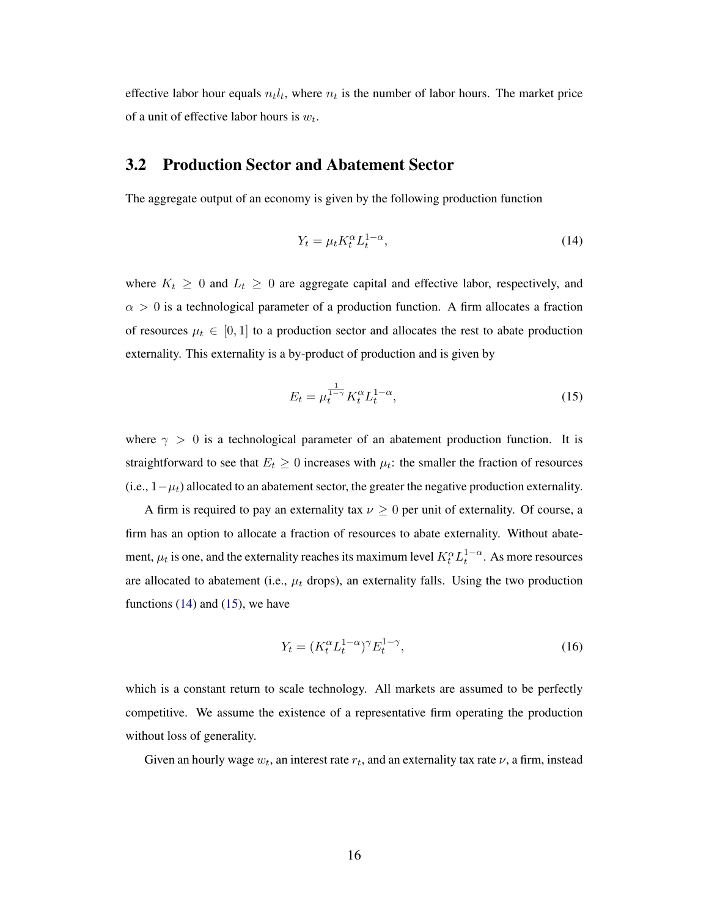effective labor hour equals $n_t l_t$, where $n_t$ is the number of labor hours. The market price of a unit of effective labor hours is $w_t$.

## 3.2 Production Sector and Abatement Sector

The aggregate output of an economy is given by the following production function

$$Y_t = \mu_t K_t^{\alpha} L_t^{1-\alpha}, \tag{14}$$

where $K_t \geq 0$ and $L_t \geq 0$ are aggregate capital and effective labor, respectively, and $\alpha > 0$ is a technological parameter of a production function. A firm allocates a fraction of resources $\mu_t \in [0, 1]$ to a production sector and allocates the rest to abate production externality. This externality is a by-product of production and is given by

$$E_t = \mu_t^{\frac{1}{1-\gamma}} K_t^{\alpha} L_t^{1-\alpha}, \tag{15}$$

where $\gamma > 0$ is a technological parameter of an abatement production function. It is straightforward to see that $E_t \geq 0$ increases with $\mu_t$: the smaller the fraction of resources (i.e., $1-\mu_t$) allocated to an abatement sector, the greater the negative production externality.

A firm is required to pay an externality tax $\nu \geq 0$ per unit of externality. Of course, a firm has an option to allocate a fraction of resources to abate externality. Without abatement, $\mu_t$ is one, and the externality reaches its maximum level $K_t^{\alpha} L_t^{1-\alpha}$. As more resources are allocated to abatement (i.e., $\mu_t$ drops), an externality falls. Using the two production functions (14) and (15), we have

$$Y_t = (K_t^{\alpha} L_t^{1-\alpha})^{\gamma} E_t^{1-\gamma}, \tag{16}$$

which is a constant return to scale technology. All markets are assumed to be perfectly competitive. We assume the existence of a representative firm operating the production without loss of generality.

Given an hourly wage $w_t$, an interest rate $r_t$, and an externality tax rate $\nu$, a firm, instead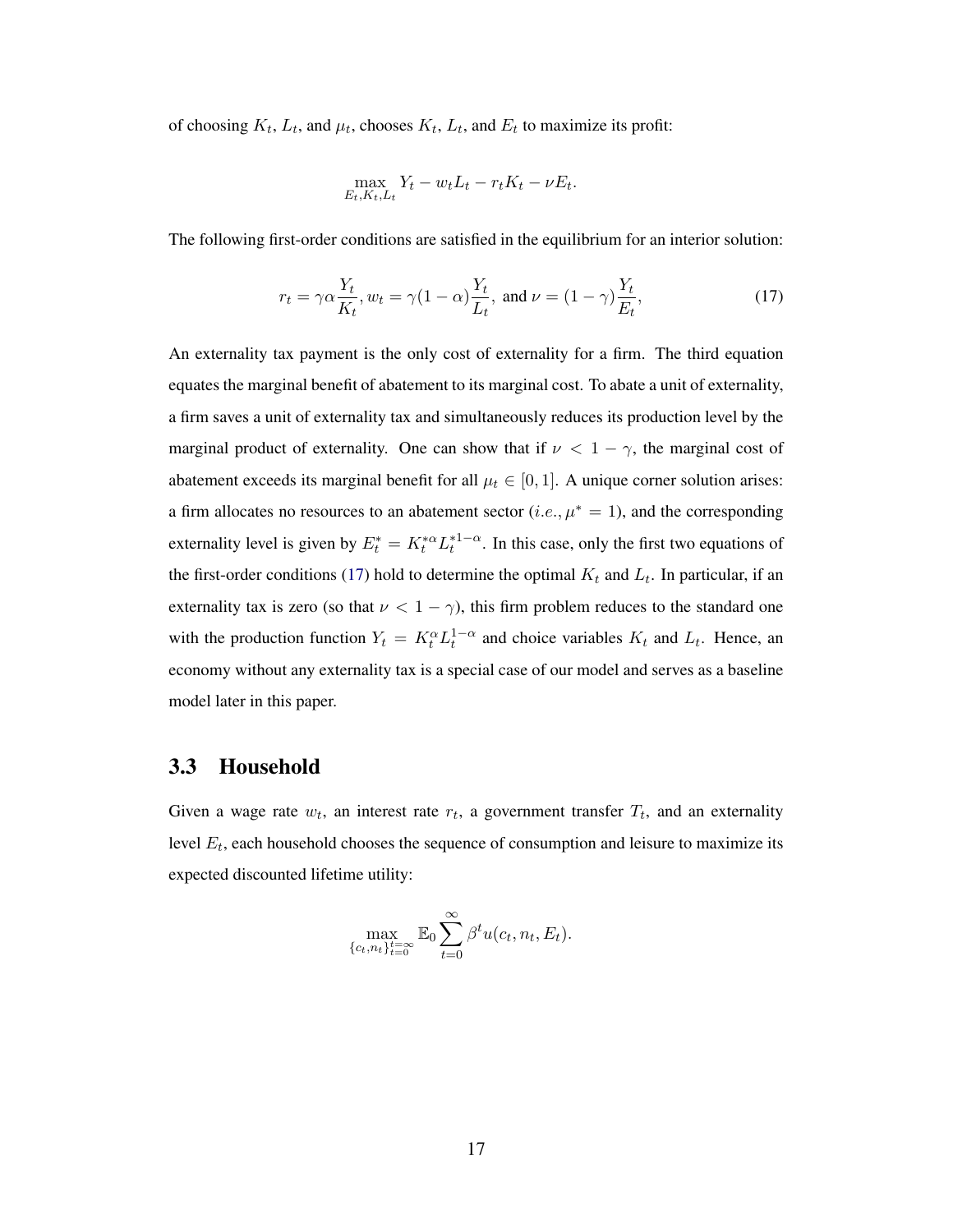of choosing $K_t$, $L_t$, and $\mu_t$, chooses $K_t$, $L_t$, and $E_t$ to maximize its profit:

$$\max_{E_t, K_t, L_t} Y_t - w_t L_t - r_t K_t - \nu E_t.$$

The following first-order conditions are satisfied in the equilibrium for an interior solution:

$$r_t = \gamma \alpha \frac{Y_t}{K_t}, w_t = \gamma(1-\alpha)\frac{Y_t}{L_t}, \text{ and } \nu = (1-\gamma)\frac{Y_t}{E_t}, \tag{17}$$

An externality tax payment is the only cost of externality for a firm. The third equation equates the marginal benefit of abatement to its marginal cost. To abate a unit of externality, a firm saves a unit of externality tax and simultaneously reduces its production level by the marginal product of externality. One can show that if $\nu < 1 - \gamma$, the marginal cost of abatement exceeds its marginal benefit for all $\mu_t \in [0, 1]$. A unique corner solution arises: a firm allocates no resources to an abatement sector ($i.e., \mu^* = 1$), and the corresponding externality level is given by $E_t^* = K_t^{*\alpha} L_t^{*1-\alpha}$. In this case, only the first two equations of the first-order conditions (17) hold to determine the optimal $K_t$ and $L_t$. In particular, if an externality tax is zero (so that $\nu < 1 - \gamma$), this firm problem reduces to the standard one with the production function $Y_t = K_t^{\alpha} L_t^{1-\alpha}$ and choice variables $K_t$ and $L_t$. Hence, an economy without any externality tax is a special case of our model and serves as a baseline model later in this paper.

## 3.3 Household

Given a wage rate $w_t$, an interest rate $r_t$, a government transfer $T_t$, and an externality level $E_t$, each household chooses the sequence of consumption and leisure to maximize its expected discounted lifetime utility:

$$\max_{\{c_t, n_t\}_{t=0}^{t=\infty}} \mathbb{E}_0 \sum_{t=0}^{\infty} \beta^t u(c_t, n_t, E_t).$$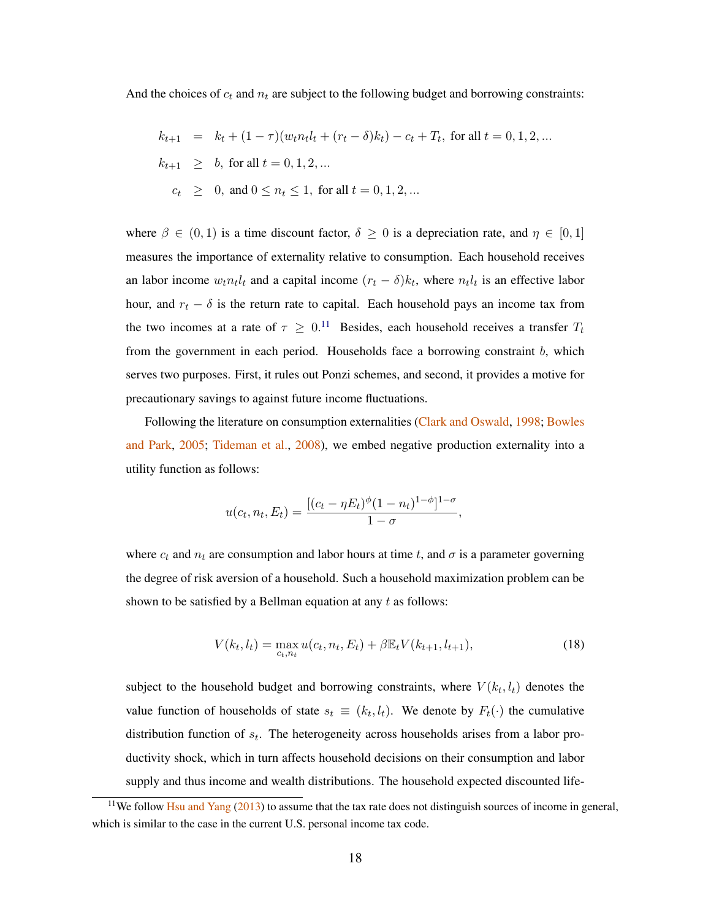And the choices of $c_t$ and $n_t$ are subject to the following budget and borrowing constraints:

$$
\begin{aligned}
k_{t+1} &= k_t + (1-\tau)(w_t n_t l_t + (r_t - \delta)k_t) - c_t + T_t, \text{ for all } t = 0, 1, 2, ... \\
k_{t+1} &\geq b, \text{ for all } t = 0, 1, 2, ... \\
c_t &\geq 0, \text{ and } 0 \leq n_t \leq 1, \text{ for all } t = 0, 1, 2, ...
\end{aligned}
$$

where $\beta \in (0, 1)$ is a time discount factor, $\delta \geq 0$ is a depreciation rate, and $\eta \in [0, 1]$ measures the importance of externality relative to consumption. Each household receives an labor income $w_t n_t l_t$ and a capital income $(r_t - \delta)k_t$, where $n_t l_t$ is an effective labor hour, and $r_t - \delta$ is the return rate to capital. Each household pays an income tax from the two incomes at a rate of $\tau \geq 0$.[11] Besides, each household receives a transfer $T_t$ from the government in each period. Households face a borrowing constraint $b$, which serves two purposes. First, it rules out Ponzi schemes, and second, it provides a motive for precautionary savings to against future income fluctuations.

Following the literature on consumption externalities (Clark and Oswald, 1998; Bowles and Park, 2005; Tideman et al., 2008), we embed negative production externality into a utility function as follows:

$$
u(c_t, n_t, E_t) = \frac{[(c_t - \eta E_t)^{\phi}(1 - n_t)^{1-\phi}]^{1-\sigma}}{1 - \sigma},
$$

where $c_t$ and $n_t$ are consumption and labor hours at time $t$, and $\sigma$ is a parameter governing the degree of risk aversion of a household. Such a household maximization problem can be shown to be satisfied by a Bellman equation at any $t$ as follows:

$$
V(k_t, l_t) = \max_{c_t, n_t} u(c_t, n_t, E_t) + \beta \mathbb{E}_t V(k_{t+1}, l_{t+1}), \tag{18}
$$

subject to the household budget and borrowing constraints, where $V(k_t, l_t)$ denotes the value function of households of state $s_t \equiv (k_t, l_t)$. We denote by $F_t(\cdot)$ the cumulative distribution function of $s_t$. The heterogeneity across households arises from a labor productivity shock, which in turn affects household decisions on their consumption and labor supply and thus income and wealth distributions. The household expected discounted life-

[11] We follow Hsu and Yang (2013) to assume that the tax rate does not distinguish sources of income in general, which is similar to the case in the current U.S. personal income tax code.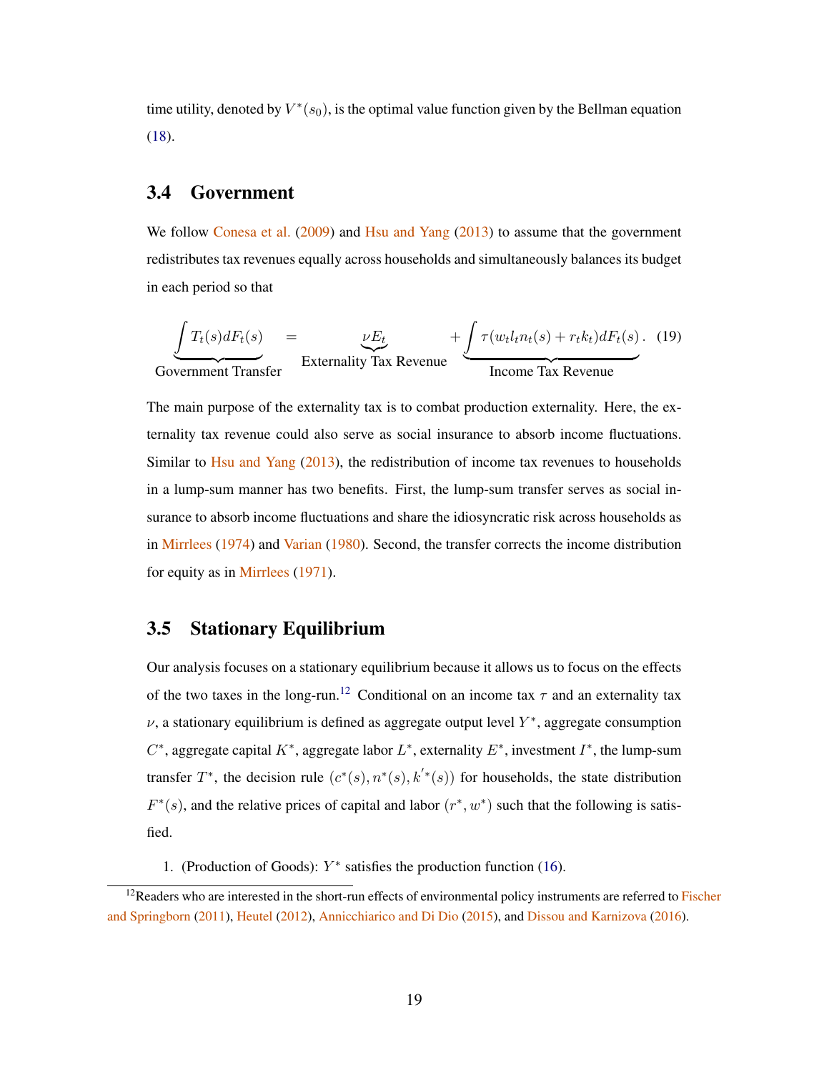time utility, denoted by $V^*(s_0)$, is the optimal value function given by the Bellman equation (18).

## 3.4 Government

We follow Conesa et al. (2009) and Hsu and Yang (2013) to assume that the government redistributes tax revenues equally across households and simultaneously balances its budget in each period so that

$$\underbrace{\int T_t(s)dF_t(s)}_{\text{Government Transfer}} = \underbrace{\nu E_t}_{\text{Externality Tax Revenue}} + \underbrace{\int \tau(w_t l_t n_t(s) + r_t k_t)dF_t(s)}_{\text{Income Tax Revenue}}. \quad (19)$$

The main purpose of the externality tax is to combat production externality. Here, the externality tax revenue could also serve as social insurance to absorb income fluctuations. Similar to Hsu and Yang (2013), the redistribution of income tax revenues to households in a lump-sum manner has two benefits. First, the lump-sum transfer serves as social insurance to absorb income fluctuations and share the idiosyncratic risk across households as in Mirrlees (1974) and Varian (1980). Second, the transfer corrects the income distribution for equity as in Mirrlees (1971).

## 3.5 Stationary Equilibrium

Our analysis focuses on a stationary equilibrium because it allows us to focus on the effects of the two taxes in the long-run.[12] Conditional on an income tax $\tau$ and an externality tax $\nu$, a stationary equilibrium is defined as aggregate output level $Y^*$, aggregate consumption $C^*$, aggregate capital $K^*$, aggregate labor $L^*$, externality $E^*$, investment $I^*$, the lump-sum transfer $T^*$, the decision rule $(c^*(s), n^*(s), k^{'*}(s))$ for households, the state distribution $F^*(s)$, and the relative prices of capital and labor $(r^*, w^*)$ such that the following is satisfied.

1. (Production of Goods): $Y^*$ satisfies the production function (16).

[12] Readers who are interested in the short-run effects of environmental policy instruments are referred to Fischer and Springborn (2011), Heutel (2012), Annicchiarico and Di Dio (2015), and Dissou and Karnizova (2016).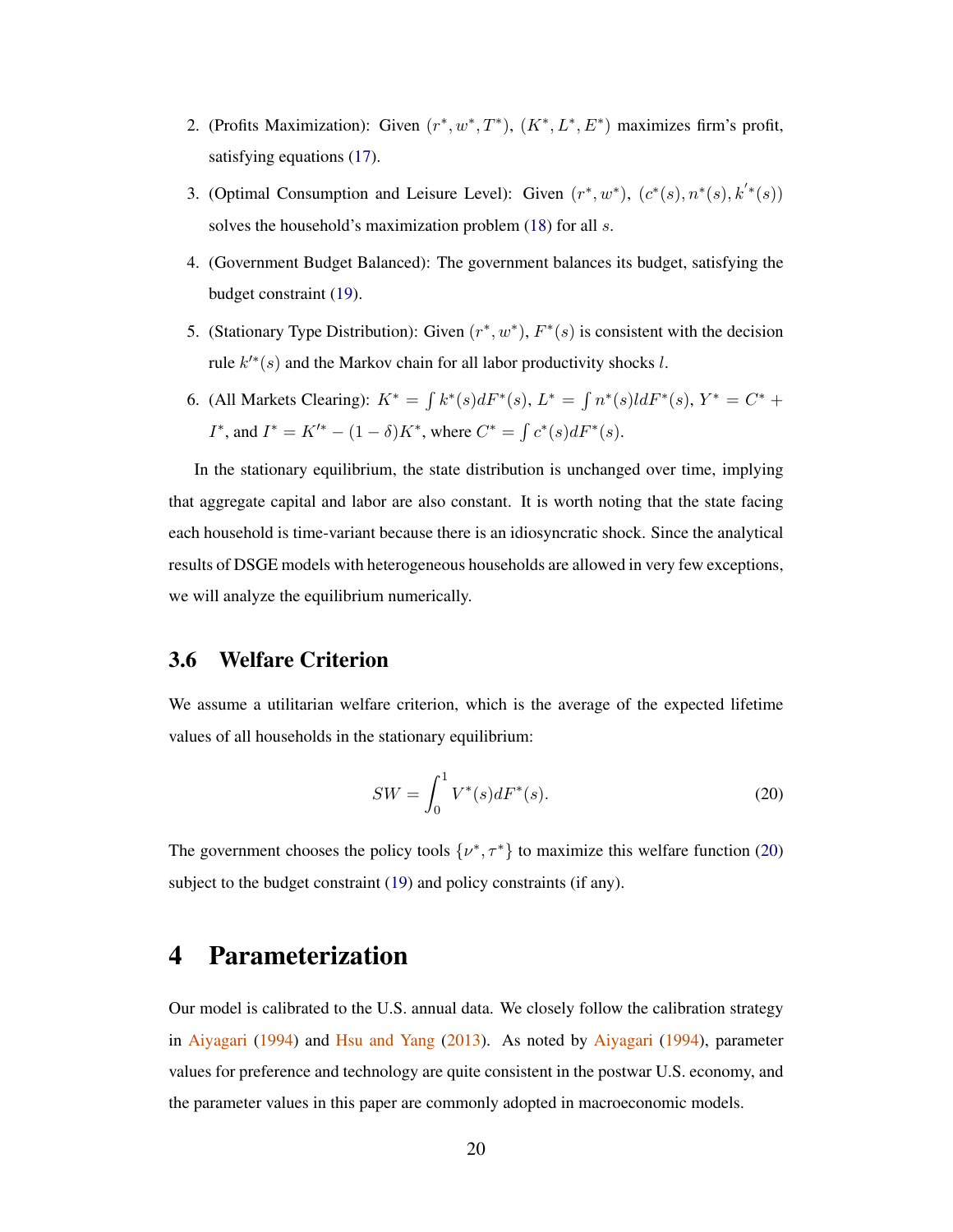2. (Profits Maximization): Given $(r^*, w^*, T^*)$, $(K^*, L^*, E^*)$ maximizes firm's profit, satisfying equations (17).
3. (Optimal Consumption and Leisure Level): Given $(r^*, w^*)$, $(c^*(s), n^*(s), k^{'*}(s))$ solves the household's maximization problem (18) for all $s$.
4. (Government Budget Balanced): The government balances its budget, satisfying the budget constraint (19).
5. (Stationary Type Distribution): Given $(r^*, w^*)$, $F^*(s)$ is consistent with the decision rule $k'^*(s)$ and the Markov chain for all labor productivity shocks $l$.
6. (All Markets Clearing): $K^* = \int k^*(s)dF^*(s)$, $L^* = \int n^*(s)l dF^*(s)$, $Y^* = C^* + I^*$, and $I^* = K'^* - (1-\delta)K^*$, where $C^* = \int c^*(s)dF^*(s)$.

In the stationary equilibrium, the state distribution is unchanged over time, implying that aggregate capital and labor are also constant. It is worth noting that the state facing each household is time-variant because there is an idiosyncratic shock. Since the analytical results of DSGE models with heterogeneous households are allowed in very few exceptions, we will analyze the equilibrium numerically.

### 3.6 Welfare Criterion

We assume a utilitarian welfare criterion, which is the average of the expected lifetime values of all households in the stationary equilibrium:

$$SW = \int_0^1 V^*(s)dF^*(s). \tag{20}$$

The government chooses the policy tools $\{\nu^*, \tau^*\}$ to maximize this welfare function (20) subject to the budget constraint (19) and policy constraints (if any).

## 4 Parameterization

Our model is calibrated to the U.S. annual data. We closely follow the calibration strategy in Aiyagari (1994) and Hsu and Yang (2013). As noted by Aiyagari (1994), parameter values for preference and technology are quite consistent in the postwar U.S. economy, and the parameter values in this paper are commonly adopted in macroeconomic models.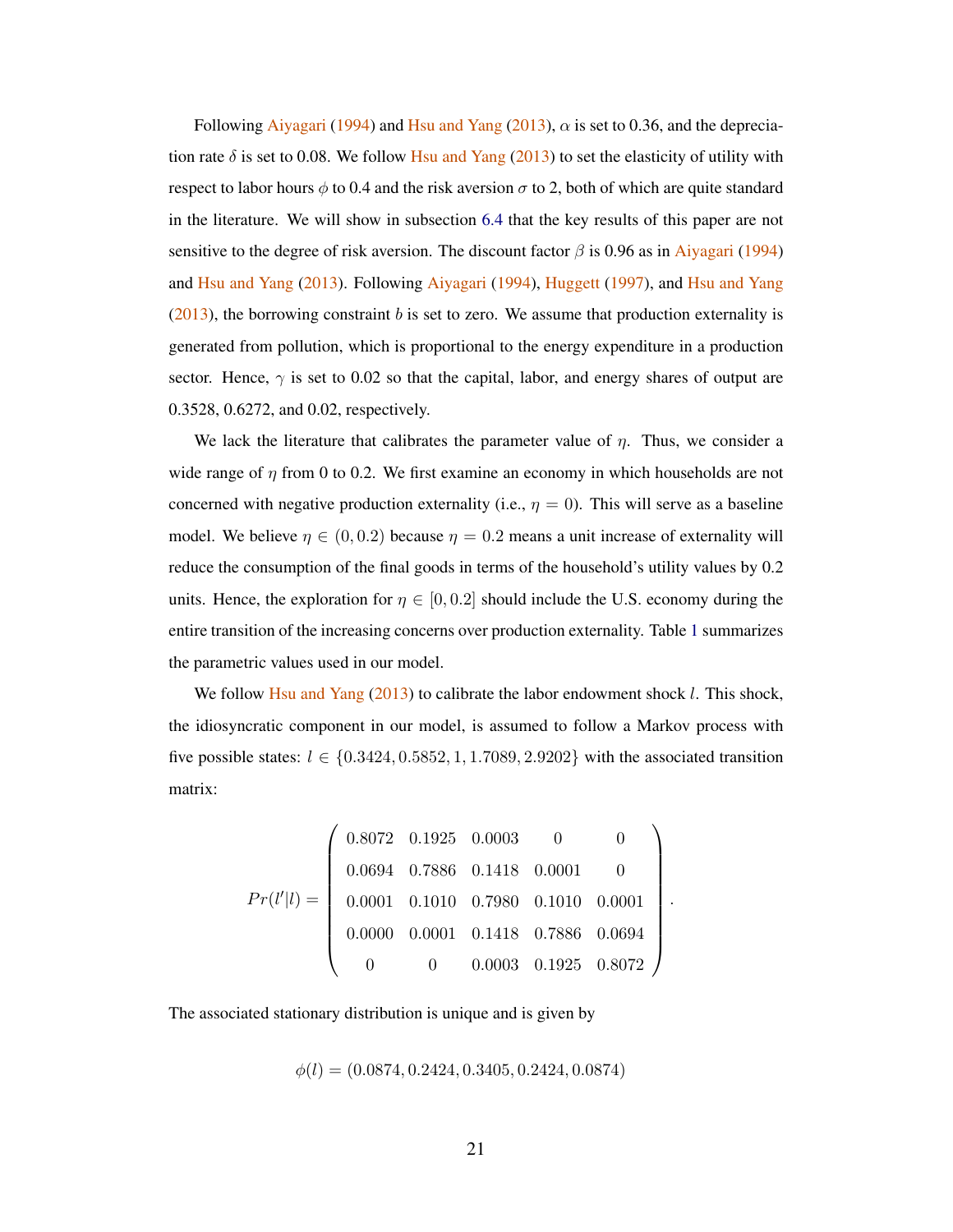Following Aiyagari (1994) and Hsu and Yang (2013), $\alpha$ is set to 0.36, and the depreciation rate $\delta$ is set to 0.08. We follow Hsu and Yang (2013) to set the elasticity of utility with respect to labor hours $\phi$ to 0.4 and the risk aversion $\sigma$ to 2, both of which are quite standard in the literature. We will show in subsection 6.4 that the key results of this paper are not sensitive to the degree of risk aversion. The discount factor $\beta$ is 0.96 as in Aiyagari (1994) and Hsu and Yang (2013). Following Aiyagari (1994), Huggett (1997), and Hsu and Yang (2013), the borrowing constraint $b$ is set to zero. We assume that production externality is generated from pollution, which is proportional to the energy expenditure in a production sector. Hence, $\gamma$ is set to 0.02 so that the capital, labor, and energy shares of output are 0.3528, 0.6272, and 0.02, respectively.

We lack the literature that calibrates the parameter value of $\eta$. Thus, we consider a wide range of $\eta$ from 0 to 0.2. We first examine an economy in which households are not concerned with negative production externality (i.e., $\eta = 0$). This will serve as a baseline model. We believe $\eta \in (0, 0.2)$ because $\eta = 0.2$ means a unit increase of externality will reduce the consumption of the final goods in terms of the household's utility values by 0.2 units. Hence, the exploration for $\eta \in [0, 0.2]$ should include the U.S. economy during the entire transition of the increasing concerns over production externality. Table 1 summarizes the parametric values used in our model.

We follow Hsu and Yang (2013) to calibrate the labor endowment shock $l$. This shock, the idiosyncratic component in our model, is assumed to follow a Markov process with five possible states: $l \in \{0.3424, 0.5852, 1, 1.7089, 2.9202\}$ with the associated transition matrix:

$$
Pr(l'|l) = \begin{pmatrix}
0.8072 & 0.1925 & 0.0003 & 0 & 0 \\
0.0694 & 0.7886 & 0.1418 & 0.0001 & 0 \\
0.0001 & 0.1010 & 0.7980 & 0.1010 & 0.0001 \\
0.0000 & 0.0001 & 0.1418 & 0.7886 & 0.0694 \\
0 & 0 & 0.0003 & 0.1925 & 0.8072
\end{pmatrix}.
$$

The associated stationary distribution is unique and is given by

$$
\phi(l) = (0.0874, 0.2424, 0.3405, 0.2424, 0.0874)
$$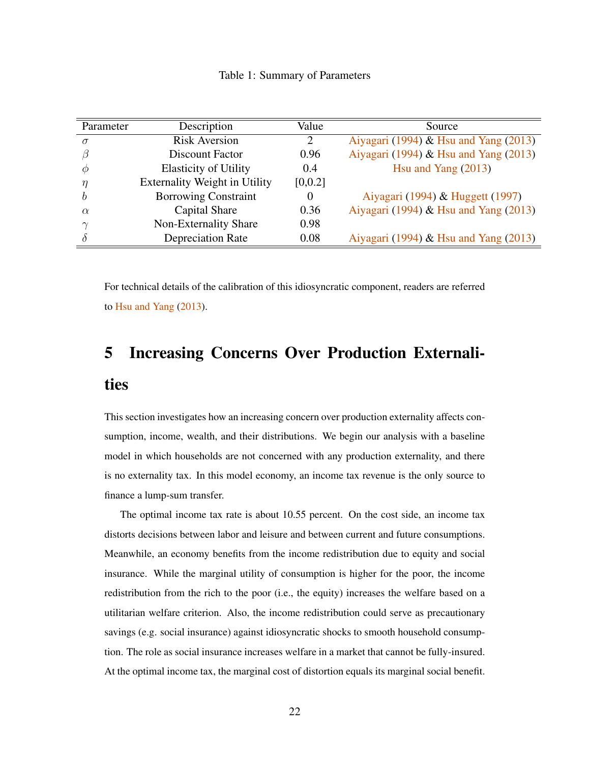Table 1: Summary of Parameters

| Parameter | Description | Value | Source |
|---|---|---|---|
| $\sigma$ | Risk Aversion | 2 | Aiyagari (1994) & Hsu and Yang (2013) |
| $\beta$ | Discount Factor | 0.96 | Aiyagari (1994) & Hsu and Yang (2013) |
| $\phi$ | Elasticity of Utility | 0.4 | Hsu and Yang (2013) |
| $\eta$ | Externality Weight in Utility | [0,0.2] | |
| $b$ | Borrowing Constraint | 0 | Aiyagari (1994) & Huggett (1997) |
| $\alpha$ | Capital Share | 0.36 | Aiyagari (1994) & Hsu and Yang (2013) |
| $\gamma$ | Non-Externality Share | 0.98 | |
| $\delta$ | Depreciation Rate | 0.08 | Aiyagari (1994) & Hsu and Yang (2013) |

For technical details of the calibration of this idiosyncratic component, readers are referred to Hsu and Yang (2013).

# 5 Increasing Concerns Over Production Externalities

This section investigates how an increasing concern over production externality affects consumption, income, wealth, and their distributions. We begin our analysis with a baseline model in which households are not concerned with any production externality, and there is no externality tax. In this model economy, an income tax revenue is the only source to finance a lump-sum transfer.

The optimal income tax rate is about 10.55 percent. On the cost side, an income tax distorts decisions between labor and leisure and between current and future consumptions. Meanwhile, an economy benefits from the income redistribution due to equity and social insurance. While the marginal utility of consumption is higher for the poor, the income redistribution from the rich to the poor (i.e., the equity) increases the welfare based on a utilitarian welfare criterion. Also, the income redistribution could serve as precautionary savings (e.g. social insurance) against idiosyncratic shocks to smooth household consumption. The role as social insurance increases welfare in a market that cannot be fully-insured. At the optimal income tax, the marginal cost of distortion equals its marginal social benefit.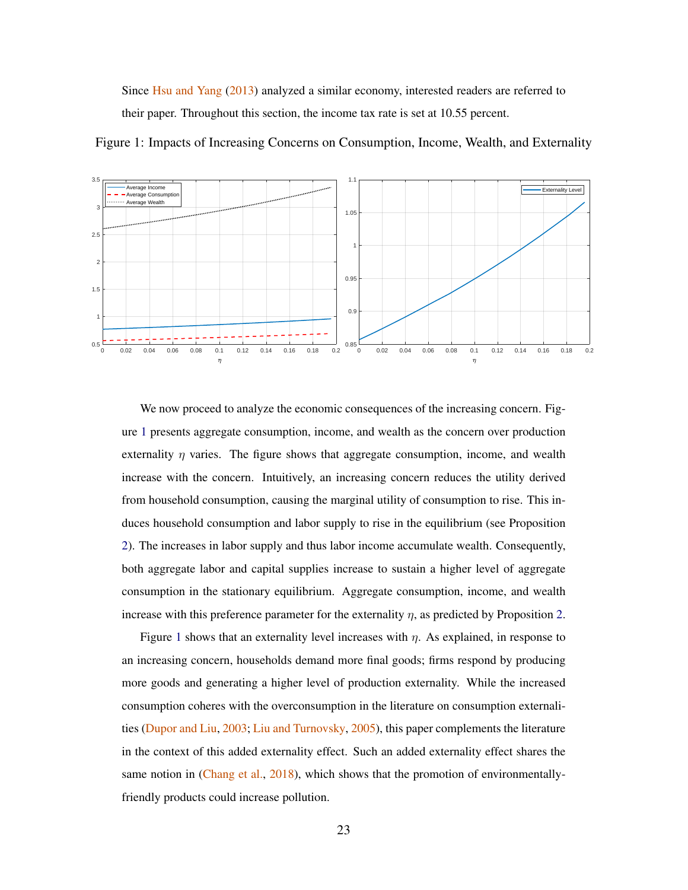Since Hsu and Yang (2013) analyzed a similar economy, interested readers are referred to their paper. Throughout this section, the income tax rate is set at 10.55 percent.

Figure 1: Impacts of Increasing Concerns on Consumption, Income, Wealth, and Externality

We now proceed to analyze the economic consequences of the increasing concern. Figure 1 presents aggregate consumption, income, and wealth as the concern over production externality $\eta$ varies. The figure shows that aggregate consumption, income, and wealth increase with the concern. Intuitively, an increasing concern reduces the utility derived from household consumption, causing the marginal utility of consumption to rise. This induces household consumption and labor supply to rise in the equilibrium (see Proposition 2). The increases in labor supply and thus labor income accumulate wealth. Consequently, both aggregate labor and capital supplies increase to sustain a higher level of aggregate consumption in the stationary equilibrium. Aggregate consumption, income, and wealth increase with this preference parameter for the externality $\eta$, as predicted by Proposition 2.

Figure 1 shows that an externality level increases with $\eta$. As explained, in response to an increasing concern, households demand more final goods; firms respond by producing more goods and generating a higher level of production externality. While the increased consumption coheres with the overconsumption in the literature on consumption externalities (Dupor and Liu, 2003; Liu and Turnovsky, 2005), this paper complements the literature in the context of this added externality effect. Such an added externality effect shares the same notion in (Chang et al., 2018), which shows that the promotion of environmentally-friendly products could increase pollution.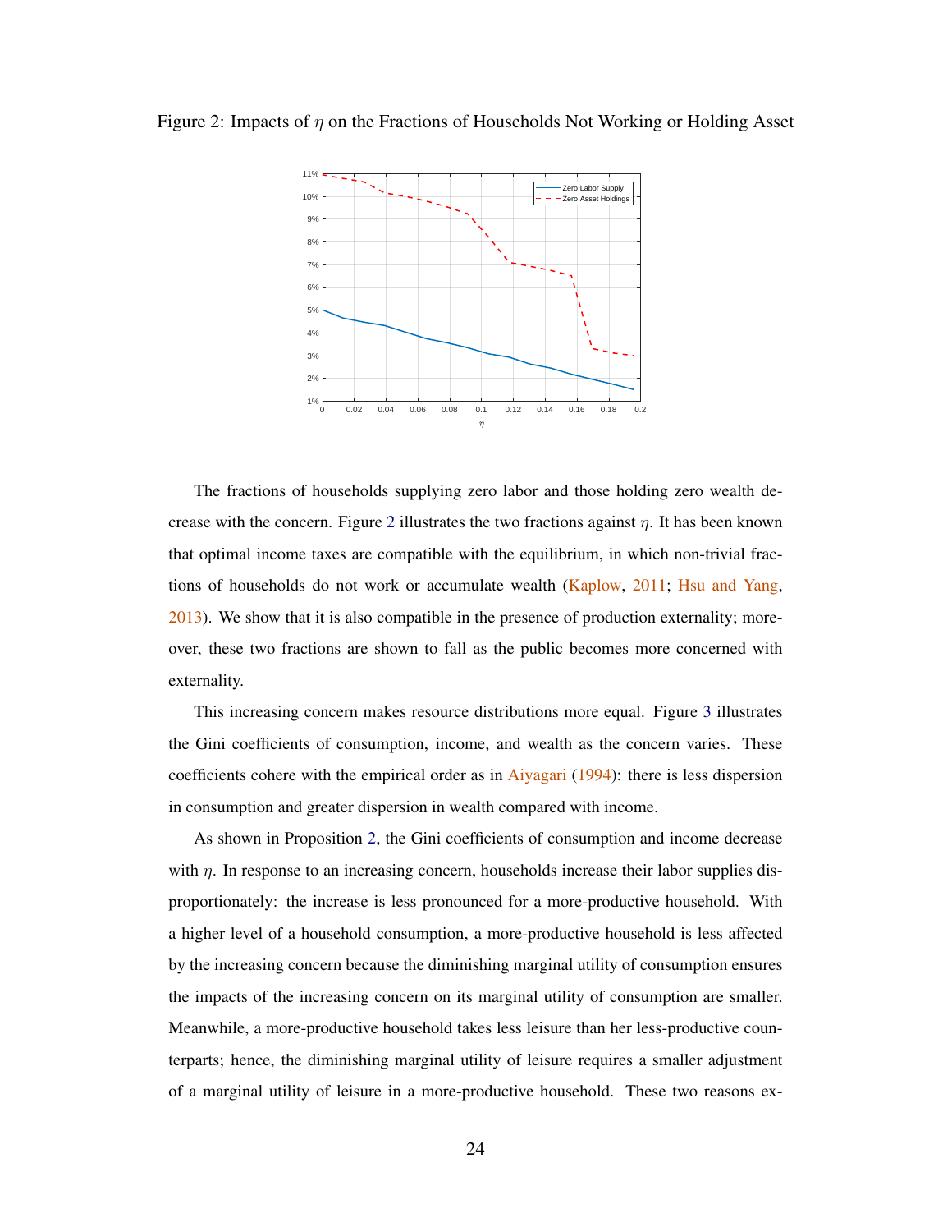Figure 2: Impacts of $\eta$ on the Fractions of Households Not Working or Holding Asset

The fractions of households supplying zero labor and those holding zero wealth decrease with the concern. Figure 2 illustrates the two fractions against $\eta$. It has been known that optimal income taxes are compatible with the equilibrium, in which non-trivial fractions of households do not work or accumulate wealth (Kaplow, 2011; Hsu and Yang, 2013). We show that it is also compatible in the presence of production externality; moreover, these two fractions are shown to fall as the public becomes more concerned with externality.

This increasing concern makes resource distributions more equal. Figure 3 illustrates the Gini coefficients of consumption, income, and wealth as the concern varies. These coefficients cohere with the empirical order as in Aiyagari (1994): there is less dispersion in consumption and greater dispersion in wealth compared with income.

As shown in Proposition 2, the Gini coefficients of consumption and income decrease with $\eta$. In response to an increasing concern, households increase their labor supplies disproportionately: the increase is less pronounced for a more-productive household. With a higher level of a household consumption, a more-productive household is less affected by the increasing concern because the diminishing marginal utility of consumption ensures the impacts of the increasing concern on its marginal utility of consumption are smaller. Meanwhile, a more-productive household takes less leisure than her less-productive counterparts; hence, the diminishing marginal utility of leisure requires a smaller adjustment of a marginal utility of leisure in a more-productive household. These two reasons ex-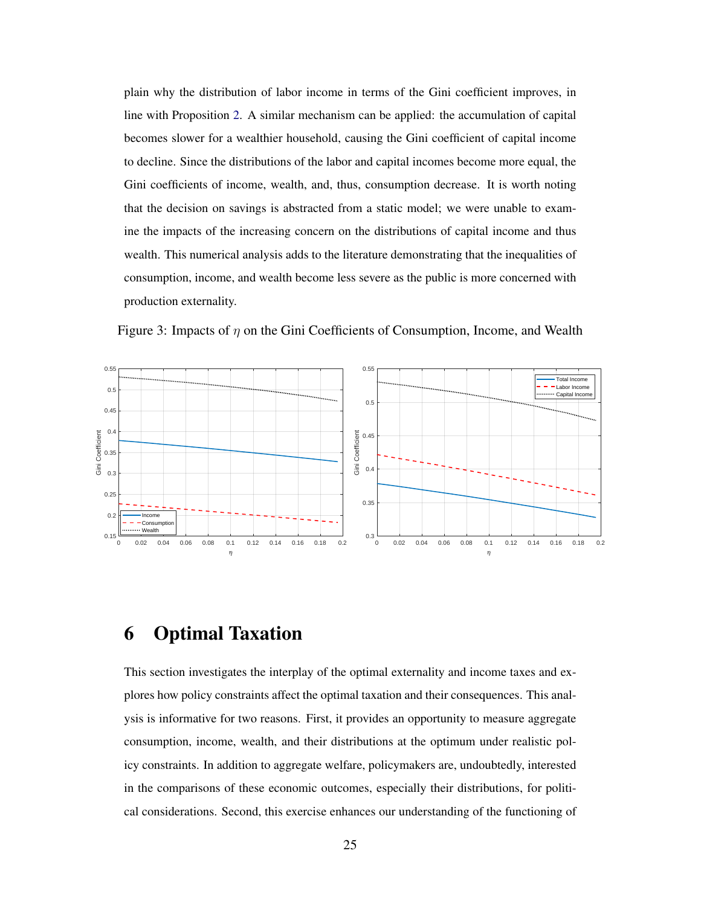plain why the distribution of labor income in terms of the Gini coefficient improves, in line with Proposition 2. A similar mechanism can be applied: the accumulation of capital becomes slower for a wealthier household, causing the Gini coefficient of capital income to decline. Since the distributions of the labor and capital incomes become more equal, the Gini coefficients of income, wealth, and, thus, consumption decrease. It is worth noting that the decision on savings is abstracted from a static model; we were unable to examine the impacts of the increasing concern on the distributions of capital income and thus wealth. This numerical analysis adds to the literature demonstrating that the inequalities of consumption, income, and wealth become less severe as the public is more concerned with production externality.

Figure 3: Impacts of $\eta$ on the Gini Coefficients of Consumption, Income, and Wealth

# 6 Optimal Taxation

This section investigates the interplay of the optimal externality and income taxes and explores how policy constraints affect the optimal taxation and their consequences. This analysis is informative for two reasons. First, it provides an opportunity to measure aggregate consumption, income, wealth, and their distributions at the optimum under realistic policy constraints. In addition to aggregate welfare, policymakers are, undoubtedly, interested in the comparisons of these economic outcomes, especially their distributions, for political considerations. Second, this exercise enhances our understanding of the functioning of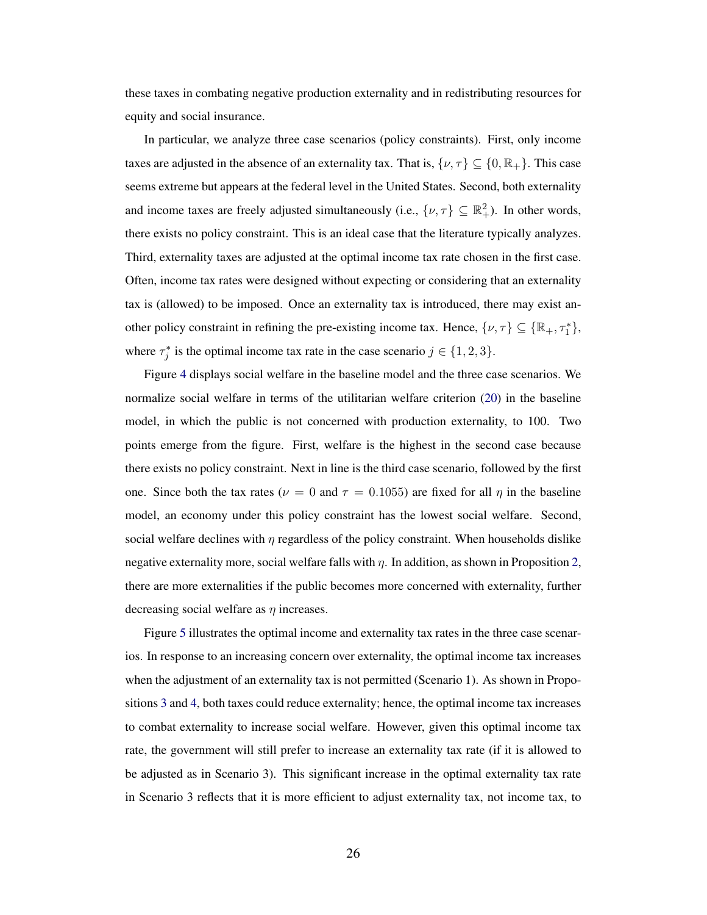these taxes in combating negative production externality and in redistributing resources for equity and social insurance.

In particular, we analyze three case scenarios (policy constraints). First, only income taxes are adjusted in the absence of an externality tax. That is, $\{\nu, \tau\} \subseteq \{0, \mathbb{R}_+\}$. This case seems extreme but appears at the federal level in the United States. Second, both externality and income taxes are freely adjusted simultaneously (i.e., $\{\nu, \tau\} \subseteq \mathbb{R}_+^2$). In other words, there exists no policy constraint. This is an ideal case that the literature typically analyzes. Third, externality taxes are adjusted at the optimal income tax rate chosen in the first case. Often, income tax rates were designed without expecting or considering that an externality tax is (allowed) to be imposed. Once an externality tax is introduced, there may exist another policy constraint in refining the pre-existing income tax. Hence, $\{\nu, \tau\} \subseteq \{\mathbb{R}_+, \tau_1^*\}$, where $\tau_j^*$ is the optimal income tax rate in the case scenario $j \in \{1, 2, 3\}$.

Figure 4 displays social welfare in the baseline model and the three case scenarios. We normalize social welfare in terms of the utilitarian welfare criterion (20) in the baseline model, in which the public is not concerned with production externality, to 100. Two points emerge from the figure. First, welfare is the highest in the second case because there exists no policy constraint. Next in line is the third case scenario, followed by the first one. Since both the tax rates ($\nu = 0$ and $\tau = 0.1055$) are fixed for all $\eta$ in the baseline model, an economy under this policy constraint has the lowest social welfare. Second, social welfare declines with $\eta$ regardless of the policy constraint. When households dislike negative externality more, social welfare falls with $\eta$. In addition, as shown in Proposition 2, there are more externalities if the public becomes more concerned with externality, further decreasing social welfare as $\eta$ increases.

Figure 5 illustrates the optimal income and externality tax rates in the three case scenarios. In response to an increasing concern over externality, the optimal income tax increases when the adjustment of an externality tax is not permitted (Scenario 1). As shown in Propositions 3 and 4, both taxes could reduce externality; hence, the optimal income tax increases to combat externality to increase social welfare. However, given this optimal income tax rate, the government will still prefer to increase an externality tax rate (if it is allowed to be adjusted as in Scenario 3). This significant increase in the optimal externality tax rate in Scenario 3 reflects that it is more efficient to adjust externality tax, not income tax, to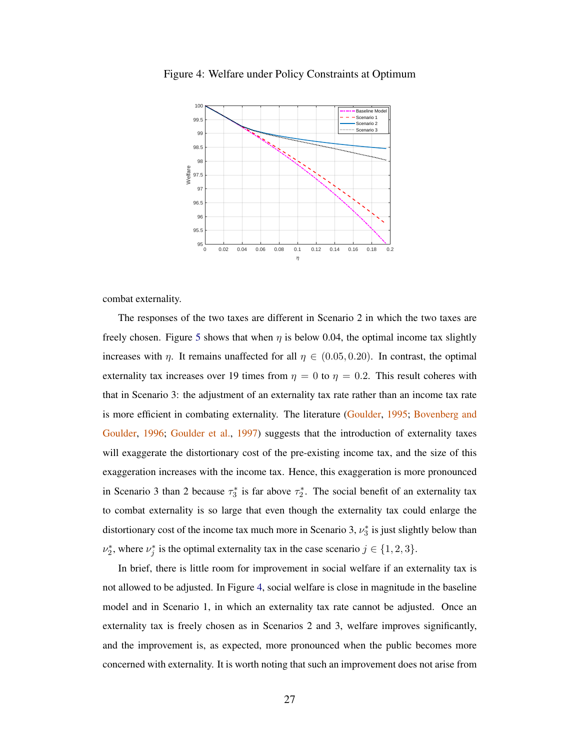Figure 4: Welfare under Policy Constraints at Optimum

combat externality.

The responses of the two taxes are different in Scenario 2 in which the two taxes are freely chosen. Figure 5 shows that when $\eta$ is below 0.04, the optimal income tax slightly increases with $\eta$. It remains unaffected for all $\eta \in (0.05, 0.20)$. In contrast, the optimal externality tax increases over 19 times from $\eta = 0$ to $\eta = 0.2$. This result coheres with that in Scenario 3: the adjustment of an externality tax rate rather than an income tax rate is more efficient in combating externality. The literature (Goulder, 1995; Bovenberg and Goulder, 1996; Goulder et al., 1997) suggests that the introduction of externality taxes will exaggerate the distortionary cost of the pre-existing income tax, and the size of this exaggeration increases with the income tax. Hence, this exaggeration is more pronounced in Scenario 3 than 2 because $\tau_3^*$ is far above $\tau_2^*$. The social benefit of an externality tax to combat externality is so large that even though the externality tax could enlarge the distortionary cost of the income tax much more in Scenario 3, $\nu_3^*$ is just slightly below than $\nu_2^*$, where $\nu_j^*$ is the optimal externality tax in the case scenario $j \in \{1, 2, 3\}$.

In brief, there is little room for improvement in social welfare if an externality tax is not allowed to be adjusted. In Figure 4, social welfare is close in magnitude in the baseline model and in Scenario 1, in which an externality tax rate cannot be adjusted. Once an externality tax is freely chosen as in Scenarios 2 and 3, welfare improves significantly, and the improvement is, as expected, more pronounced when the public becomes more concerned with externality. It is worth noting that such an improvement does not arise from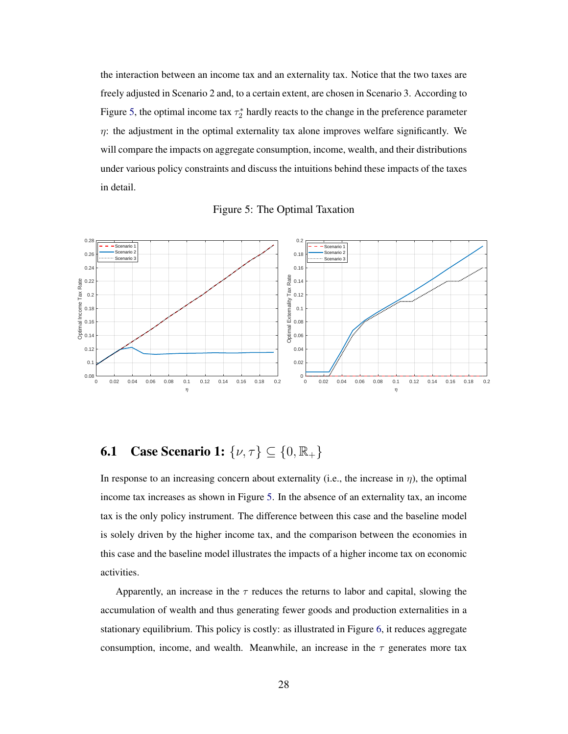the interaction between an income tax and an externality tax. Notice that the two taxes are freely adjusted in Scenario 2 and, to a certain extent, are chosen in Scenario 3. According to Figure 5, the optimal income tax $\tau_2^*$ hardly reacts to the change in the preference parameter $\eta$: the adjustment in the optimal externality tax alone improves welfare significantly. We will compare the impacts on aggregate consumption, income, wealth, and their distributions under various policy constraints and discuss the intuitions behind these impacts of the taxes in detail.

Figure 5: The Optimal Taxation

## 6.1 Case Scenario 1: $\{\nu, \tau\} \subseteq \{0, \mathbb{R}_+\}$

In response to an increasing concern about externality (i.e., the increase in $\eta$), the optimal income tax increases as shown in Figure 5. In the absence of an externality tax, an income tax is the only policy instrument. The difference between this case and the baseline model is solely driven by the higher income tax, and the comparison between the economies in this case and the baseline model illustrates the impacts of a higher income tax on economic activities.

Apparently, an increase in the $\tau$ reduces the returns to labor and capital, slowing the accumulation of wealth and thus generating fewer goods and production externalities in a stationary equilibrium. This policy is costly: as illustrated in Figure 6, it reduces aggregate consumption, income, and wealth. Meanwhile, an increase in the $\tau$ generates more tax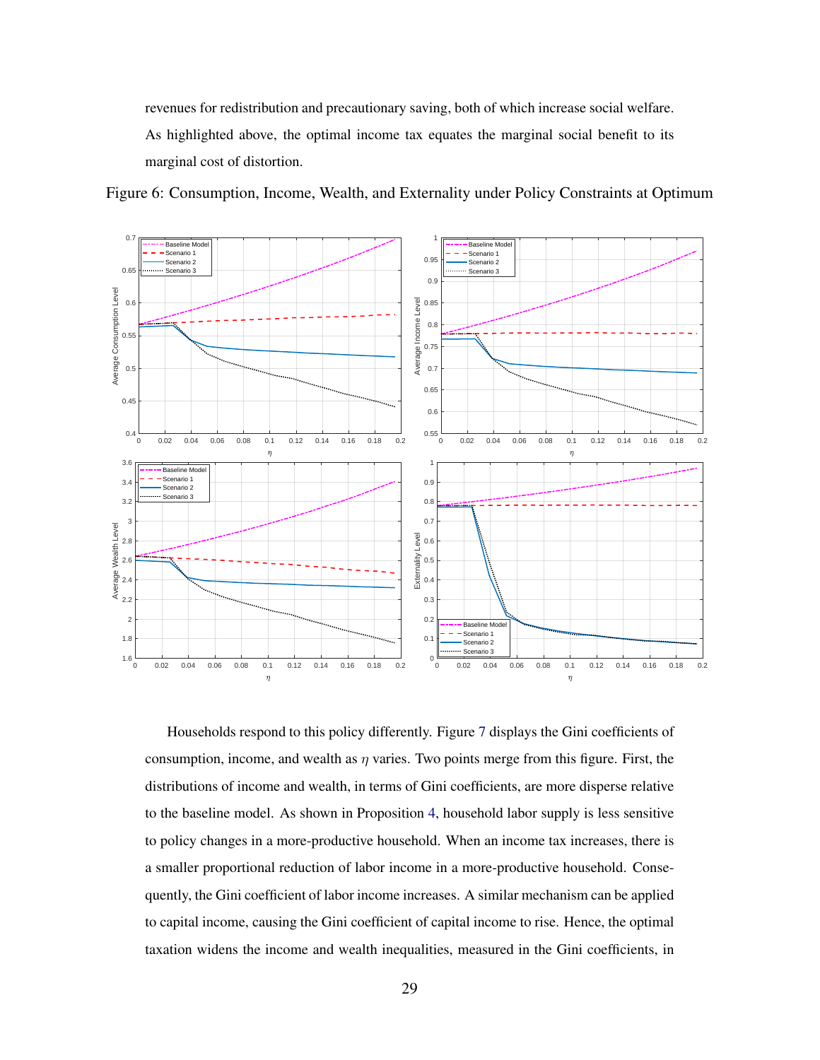revenues for redistribution and precautionary saving, both of which increase social welfare. As highlighted above, the optimal income tax equates the marginal social benefit to its marginal cost of distortion.

Figure 6: Consumption, Income, Wealth, and Externality under Policy Constraints at Optimum

Households respond to this policy differently. Figure 7 displays the Gini coefficients of consumption, income, and wealth as $\eta$ varies. Two points merge from this figure. First, the distributions of income and wealth, in terms of Gini coefficients, are more disperse relative to the baseline model. As shown in Proposition 4, household labor supply is less sensitive to policy changes in a more-productive household. When an income tax increases, there is a smaller proportional reduction of labor income in a more-productive household. Consequently, the Gini coefficient of labor income increases. A similar mechanism can be applied to capital income, causing the Gini coefficient of capital income to rise. Hence, the optimal taxation widens the income and wealth inequalities, measured in the Gini coefficients, in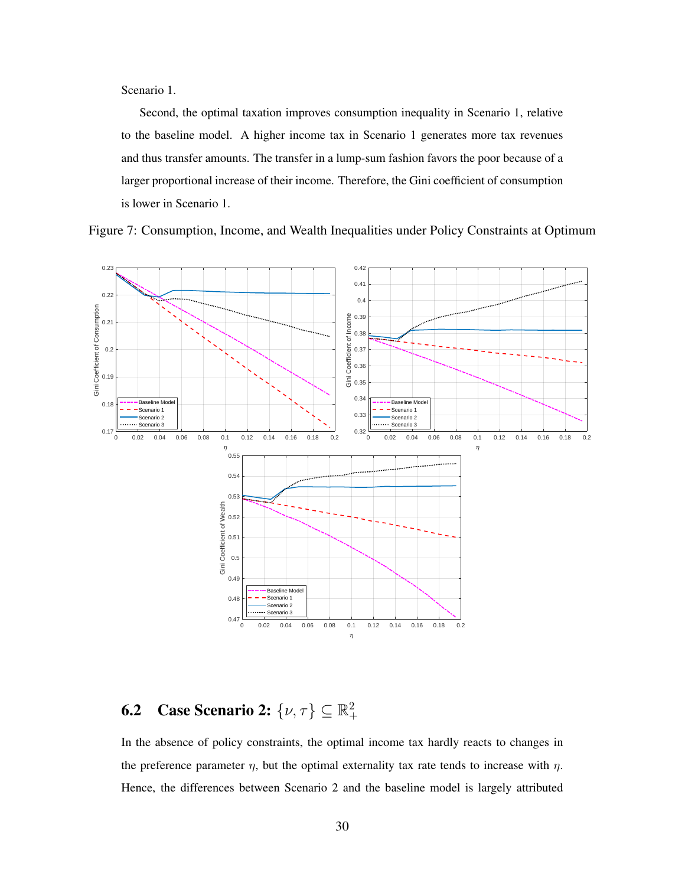Scenario 1.

Second, the optimal taxation improves consumption inequality in Scenario 1, relative to the baseline model. A higher income tax in Scenario 1 generates more tax revenues and thus transfer amounts. The transfer in a lump-sum fashion favors the poor because of a larger proportional increase of their income. Therefore, the Gini coefficient of consumption is lower in Scenario 1.

Figure 7: Consumption, Income, and Wealth Inequalities under Policy Constraints at Optimum

## 6.2 Case Scenario 2: $\{\nu, \tau\} \subseteq \mathbb{R}^2_+$

In the absence of policy constraints, the optimal income tax hardly reacts to changes in the preference parameter $\eta$, but the optimal externality tax rate tends to increase with $\eta$. Hence, the differences between Scenario 2 and the baseline model is largely attributed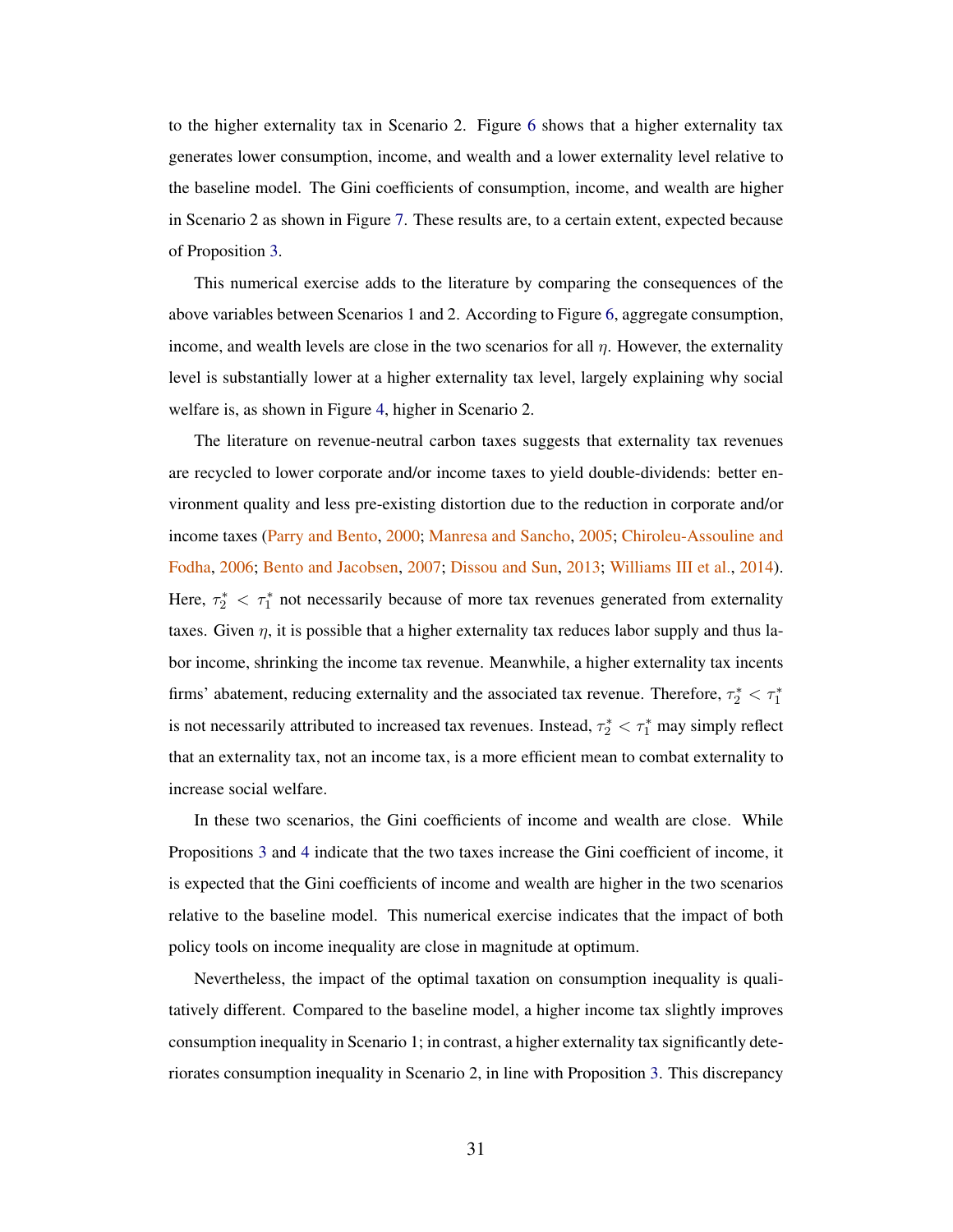to the higher externality tax in Scenario 2. Figure 6 shows that a higher externality tax generates lower consumption, income, and wealth and a lower externality level relative to the baseline model. The Gini coefficients of consumption, income, and wealth are higher in Scenario 2 as shown in Figure 7. These results are, to a certain extent, expected because of Proposition 3.

This numerical exercise adds to the literature by comparing the consequences of the above variables between Scenarios 1 and 2. According to Figure 6, aggregate consumption, income, and wealth levels are close in the two scenarios for all $\eta$. However, the externality level is substantially lower at a higher externality tax level, largely explaining why social welfare is, as shown in Figure 4, higher in Scenario 2.

The literature on revenue-neutral carbon taxes suggests that externality tax revenues are recycled to lower corporate and/or income taxes to yield double-dividends: better environment quality and less pre-existing distortion due to the reduction in corporate and/or income taxes (Parry and Bento, 2000; Manresa and Sancho, 2005; Chiroleu-Assouline and Fodha, 2006; Bento and Jacobsen, 2007; Dissou and Sun, 2013; Williams III et al., 2014). Here, $\tau_2^* < \tau_1^*$ not necessarily because of more tax revenues generated from externality taxes. Given $\eta$, it is possible that a higher externality tax reduces labor supply and thus labor income, shrinking the income tax revenue. Meanwhile, a higher externality tax incents firms' abatement, reducing externality and the associated tax revenue. Therefore, $\tau_2^* < \tau_1^*$ is not necessarily attributed to increased tax revenues. Instead, $\tau_2^* < \tau_1^*$ may simply reflect that an externality tax, not an income tax, is a more efficient mean to combat externality to increase social welfare.

In these two scenarios, the Gini coefficients of income and wealth are close. While Propositions 3 and 4 indicate that the two taxes increase the Gini coefficient of income, it is expected that the Gini coefficients of income and wealth are higher in the two scenarios relative to the baseline model. This numerical exercise indicates that the impact of both policy tools on income inequality are close in magnitude at optimum.

Nevertheless, the impact of the optimal taxation on consumption inequality is qualitatively different. Compared to the baseline model, a higher income tax slightly improves consumption inequality in Scenario 1; in contrast, a higher externality tax significantly deteriorates consumption inequality in Scenario 2, in line with Proposition 3. This discrepancy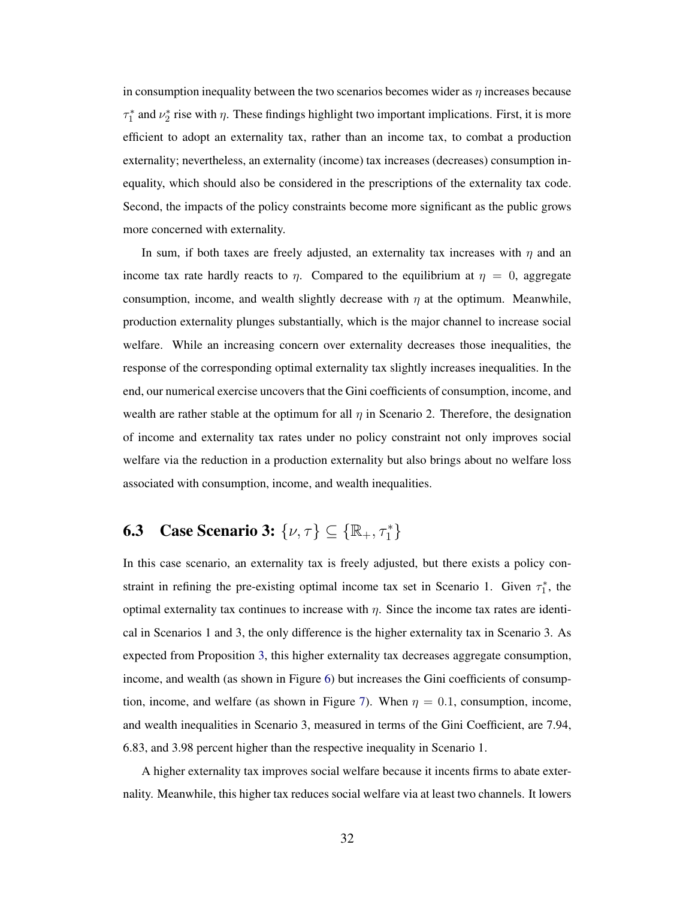in consumption inequality between the two scenarios becomes wider as $\eta$ increases because $\tau_1^*$ and $\nu_2^*$ rise with $\eta$. These findings highlight two important implications. First, it is more efficient to adopt an externality tax, rather than an income tax, to combat a production externality; nevertheless, an externality (income) tax increases (decreases) consumption inequality, which should also be considered in the prescriptions of the externality tax code. Second, the impacts of the policy constraints become more significant as the public grows more concerned with externality.

In sum, if both taxes are freely adjusted, an externality tax increases with $\eta$ and an income tax rate hardly reacts to $\eta$. Compared to the equilibrium at $\eta = 0$, aggregate consumption, income, and wealth slightly decrease with $\eta$ at the optimum. Meanwhile, production externality plunges substantially, which is the major channel to increase social welfare. While an increasing concern over externality decreases those inequalities, the response of the corresponding optimal externality tax slightly increases inequalities. In the end, our numerical exercise uncovers that the Gini coefficients of consumption, income, and wealth are rather stable at the optimum for all $\eta$ in Scenario 2. Therefore, the designation of income and externality tax rates under no policy constraint not only improves social welfare via the reduction in a production externality but also brings about no welfare loss associated with consumption, income, and wealth inequalities.

## 6.3 Case Scenario 3: $\{\nu, \tau\} \subseteq \{\mathbb{R}_+, \tau_1^*\}$

In this case scenario, an externality tax is freely adjusted, but there exists a policy constraint in refining the pre-existing optimal income tax set in Scenario 1. Given $\tau_1^*$, the optimal externality tax continues to increase with $\eta$. Since the income tax rates are identical in Scenarios 1 and 3, the only difference is the higher externality tax in Scenario 3. As expected from Proposition 3, this higher externality tax decreases aggregate consumption, income, and wealth (as shown in Figure 6) but increases the Gini coefficients of consumption, income, and welfare (as shown in Figure 7). When $\eta = 0.1$, consumption, income, and wealth inequalities in Scenario 3, measured in terms of the Gini Coefficient, are 7.94, 6.83, and 3.98 percent higher than the respective inequality in Scenario 1.

A higher externality tax improves social welfare because it incents firms to abate externality. Meanwhile, this higher tax reduces social welfare via at least two channels. It lowers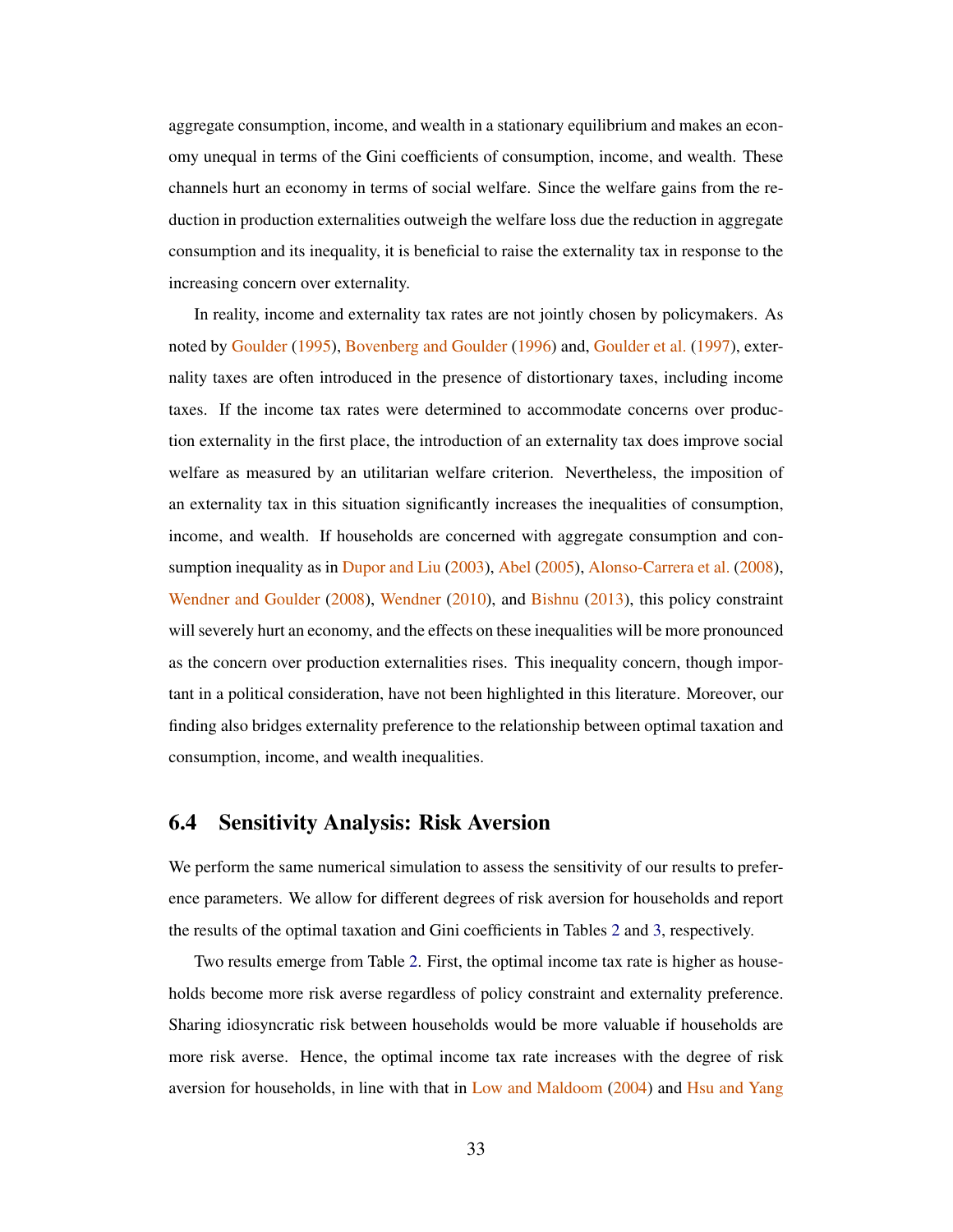aggregate consumption, income, and wealth in a stationary equilibrium and makes an economy unequal in terms of the Gini coefficients of consumption, income, and wealth. These channels hurt an economy in terms of social welfare. Since the welfare gains from the reduction in production externalities outweigh the welfare loss due the reduction in aggregate consumption and its inequality, it is beneficial to raise the externality tax in response to the increasing concern over externality.

In reality, income and externality tax rates are not jointly chosen by policymakers. As noted by Goulder (1995), Bovenberg and Goulder (1996) and, Goulder et al. (1997), externality taxes are often introduced in the presence of distortionary taxes, including income taxes. If the income tax rates were determined to accommodate concerns over production externality in the first place, the introduction of an externality tax does improve social welfare as measured by an utilitarian welfare criterion. Nevertheless, the imposition of an externality tax in this situation significantly increases the inequalities of consumption, income, and wealth. If households are concerned with aggregate consumption and consumption inequality as in Dupor and Liu (2003), Abel (2005), Alonso-Carrera et al. (2008), Wendner and Goulder (2008), Wendner (2010), and Bishnu (2013), this policy constraint will severely hurt an economy, and the effects on these inequalities will be more pronounced as the concern over production externalities rises. This inequality concern, though important in a political consideration, have not been highlighted in this literature. Moreover, our finding also bridges externality preference to the relationship between optimal taxation and consumption, income, and wealth inequalities.

## 6.4 Sensitivity Analysis: Risk Aversion

We perform the same numerical simulation to assess the sensitivity of our results to preference parameters. We allow for different degrees of risk aversion for households and report the results of the optimal taxation and Gini coefficients in Tables 2 and 3, respectively.

Two results emerge from Table 2. First, the optimal income tax rate is higher as households become more risk averse regardless of policy constraint and externality preference. Sharing idiosyncratic risk between households would be more valuable if households are more risk averse. Hence, the optimal income tax rate increases with the degree of risk aversion for households, in line with that in Low and Maldoom (2004) and Hsu and Yang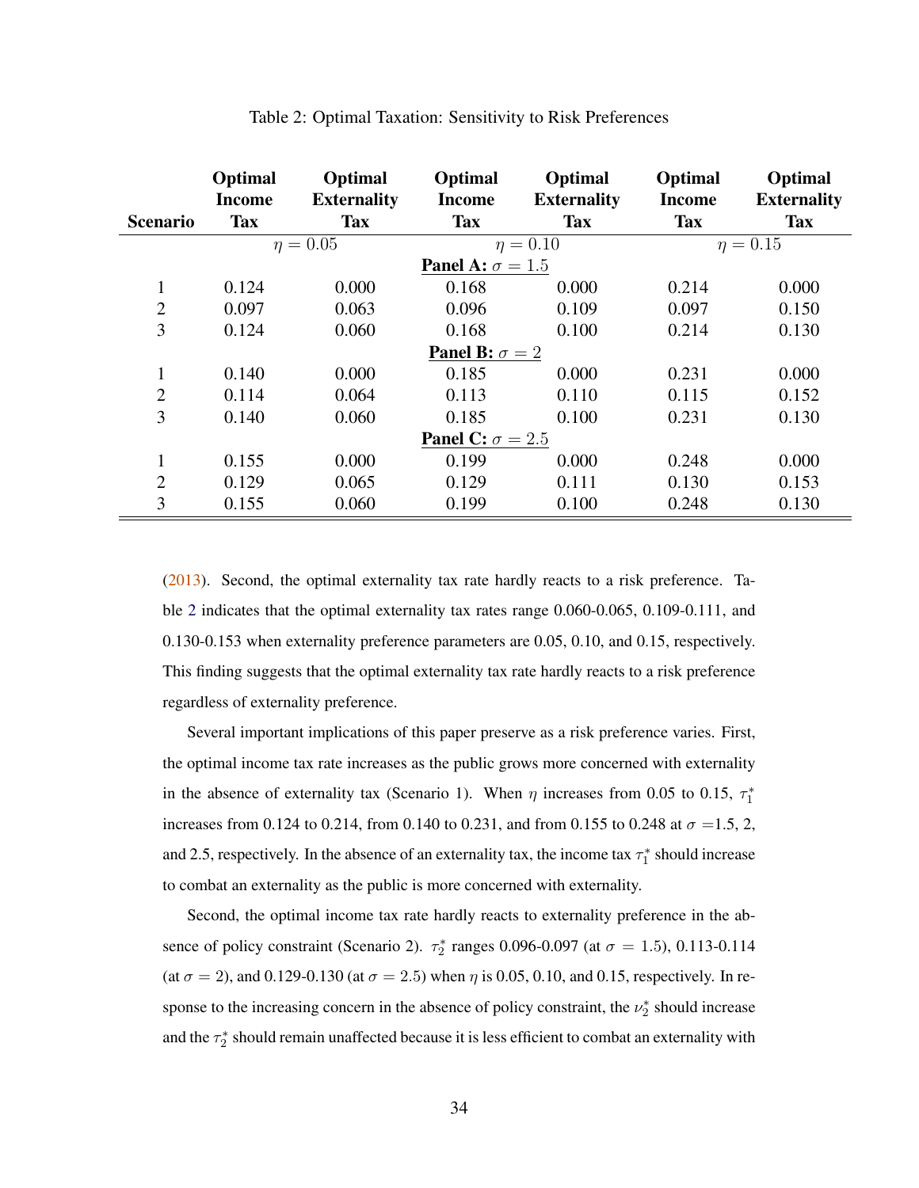Table 2: Optimal Taxation: Sensitivity to Risk Preferences

| Scenario | Optimal Income Tax | Optimal Externality Tax | Optimal Income Tax | Optimal Externality Tax | Optimal Income Tax | Optimal Externality Tax |
|---|---|---|---|---|---|---|
| | $\eta = 0.05$ | | $\eta = 0.10$ | | $\eta = 0.15$ | |
| | | | **Panel A:** $\sigma = 1.5$ | | | |
| 1 | 0.124 | 0.000 | 0.168 | 0.000 | 0.214 | 0.000 |
| 2 | 0.097 | 0.063 | 0.096 | 0.109 | 0.097 | 0.150 |
| 3 | 0.124 | 0.060 | 0.168 | 0.100 | 0.214 | 0.130 |
| | | | **Panel B:** $\sigma = 2$ | | | |
| 1 | 0.140 | 0.000 | 0.185 | 0.000 | 0.231 | 0.000 |
| 2 | 0.114 | 0.064 | 0.113 | 0.110 | 0.115 | 0.152 |
| 3 | 0.140 | 0.060 | 0.185 | 0.100 | 0.231 | 0.130 |
| | | | **Panel C:** $\sigma = 2.5$ | | | |
| 1 | 0.155 | 0.000 | 0.199 | 0.000 | 0.248 | 0.000 |
| 2 | 0.129 | 0.065 | 0.129 | 0.111 | 0.130 | 0.153 |
| 3 | 0.155 | 0.060 | 0.199 | 0.100 | 0.248 | 0.130 |

(2013). Second, the optimal externality tax rate hardly reacts to a risk preference. Table 2 indicates that the optimal externality tax rates range 0.060-0.065, 0.109-0.111, and 0.130-0.153 when externality preference parameters are 0.05, 0.10, and 0.15, respectively. This finding suggests that the optimal externality tax rate hardly reacts to a risk preference regardless of externality preference.

Several important implications of this paper preserve as a risk preference varies. First, the optimal income tax rate increases as the public grows more concerned with externality in the absence of externality tax (Scenario 1). When $\eta$ increases from 0.05 to 0.15, $\tau_1^*$ increases from 0.124 to 0.214, from 0.140 to 0.231, and from 0.155 to 0.248 at $\sigma$ =1.5, 2, and 2.5, respectively. In the absence of an externality tax, the income tax $\tau_1^*$ should increase to combat an externality as the public is more concerned with externality.

Second, the optimal income tax rate hardly reacts to externality preference in the absence of policy constraint (Scenario 2). $\tau_2^*$ ranges 0.096-0.097 (at $\sigma = 1.5$), 0.113-0.114 (at $\sigma = 2$), and 0.129-0.130 (at $\sigma = 2.5$) when $\eta$ is 0.05, 0.10, and 0.15, respectively. In response to the increasing concern in the absence of policy constraint, the $\nu_2^*$ should increase and the $\tau_2^*$ should remain unaffected because it is less efficient to combat an externality with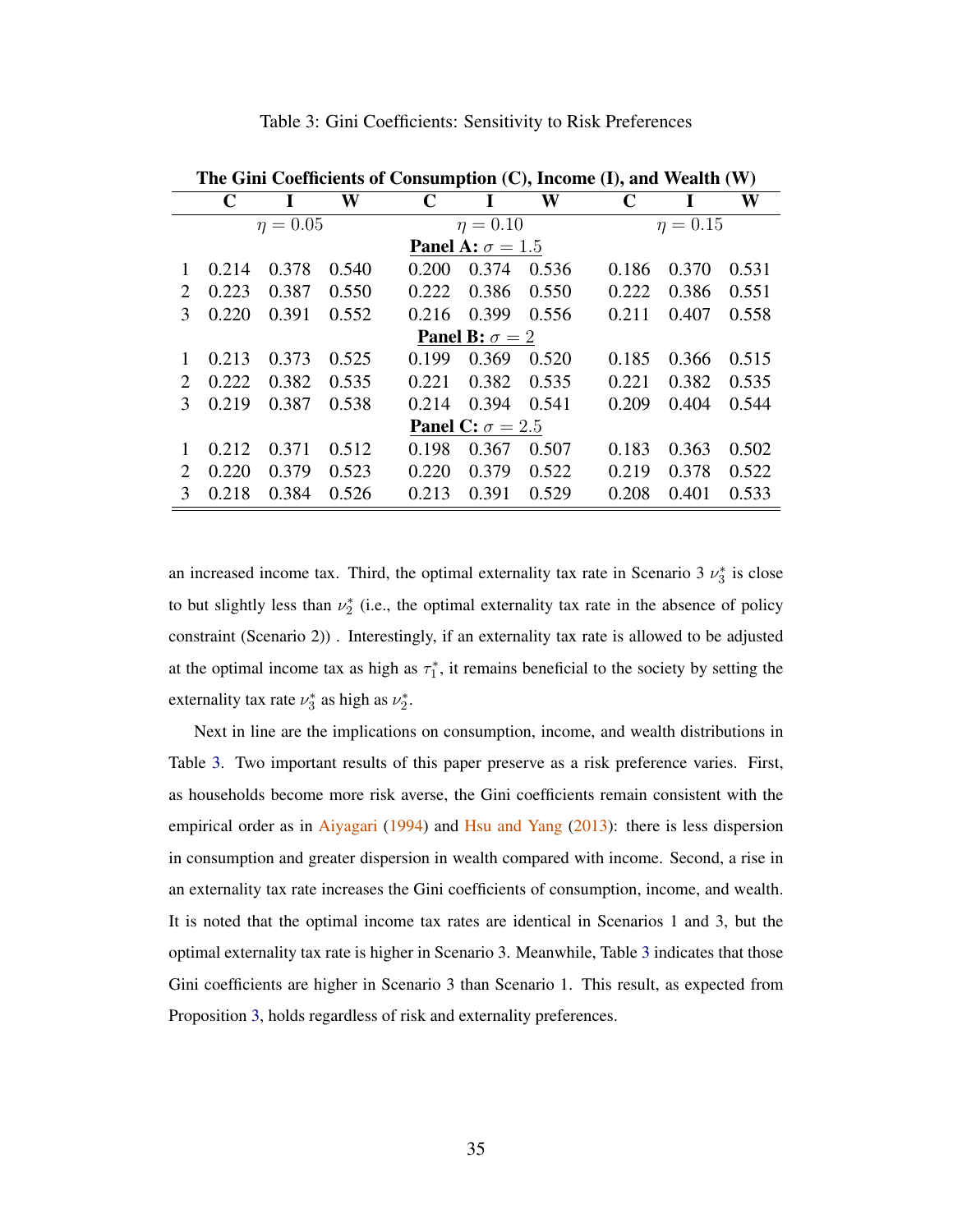Table 3: Gini Coefficients: Sensitivity to Risk Preferences

| | **The Gini Coefficients of Consumption (C), Income (I), and Wealth (W)** | | | | | | | | |
|---|---|---|---|---|---|---|---|---|---|
| | **C** | **I** | **W** | **C** | **I** | **W** | **C** | **I** | **W** |
| | $\eta = 0.05$ | | | $\eta = 0.10$ | | | $\eta = 0.15$ | | |
| | | | | **Panel A:** $\sigma = 1.5$ | | | | | |
| 1 | 0.214 | 0.378 | 0.540 | 0.200 | 0.374 | 0.536 | 0.186 | 0.370 | 0.531 |
| 2 | 0.223 | 0.387 | 0.550 | 0.222 | 0.386 | 0.550 | 0.222 | 0.386 | 0.551 |
| 3 | 0.220 | 0.391 | 0.552 | 0.216 | 0.399 | 0.556 | 0.211 | 0.407 | 0.558 |
| | | | | **Panel B:** $\sigma = 2$ | | | | | |
| 1 | 0.213 | 0.373 | 0.525 | 0.199 | 0.369 | 0.520 | 0.185 | 0.366 | 0.515 |
| 2 | 0.222 | 0.382 | 0.535 | 0.221 | 0.382 | 0.535 | 0.221 | 0.382 | 0.535 |
| 3 | 0.219 | 0.387 | 0.538 | 0.214 | 0.394 | 0.541 | 0.209 | 0.404 | 0.544 |
| | | | | **Panel C:** $\sigma = 2.5$ | | | | | |
| 1 | 0.212 | 0.371 | 0.512 | 0.198 | 0.367 | 0.507 | 0.183 | 0.363 | 0.502 |
| 2 | 0.220 | 0.379 | 0.523 | 0.220 | 0.379 | 0.522 | 0.219 | 0.378 | 0.522 |
| 3 | 0.218 | 0.384 | 0.526 | 0.213 | 0.391 | 0.529 | 0.208 | 0.401 | 0.533 |

an increased income tax. Third, the optimal externality tax rate in Scenario 3 $\nu_3^*$ is close to but slightly less than $\nu_2^*$ (i.e., the optimal externality tax rate in the absence of policy constraint (Scenario 2)) . Interestingly, if an externality tax rate is allowed to be adjusted at the optimal income tax as high as $\tau_1^*$, it remains beneficial to the society by setting the externality tax rate $\nu_3^*$ as high as $\nu_2^*$.

Next in line are the implications on consumption, income, and wealth distributions in Table 3. Two important results of this paper preserve as a risk preference varies. First, as households become more risk averse, the Gini coefficients remain consistent with the empirical order as in Aiyagari (1994) and Hsu and Yang (2013): there is less dispersion in consumption and greater dispersion in wealth compared with income. Second, a rise in an externality tax rate increases the Gini coefficients of consumption, income, and wealth. It is noted that the optimal income tax rates are identical in Scenarios 1 and 3, but the optimal externality tax rate is higher in Scenario 3. Meanwhile, Table 3 indicates that those Gini coefficients are higher in Scenario 3 than Scenario 1. This result, as expected from Proposition 3, holds regardless of risk and externality preferences.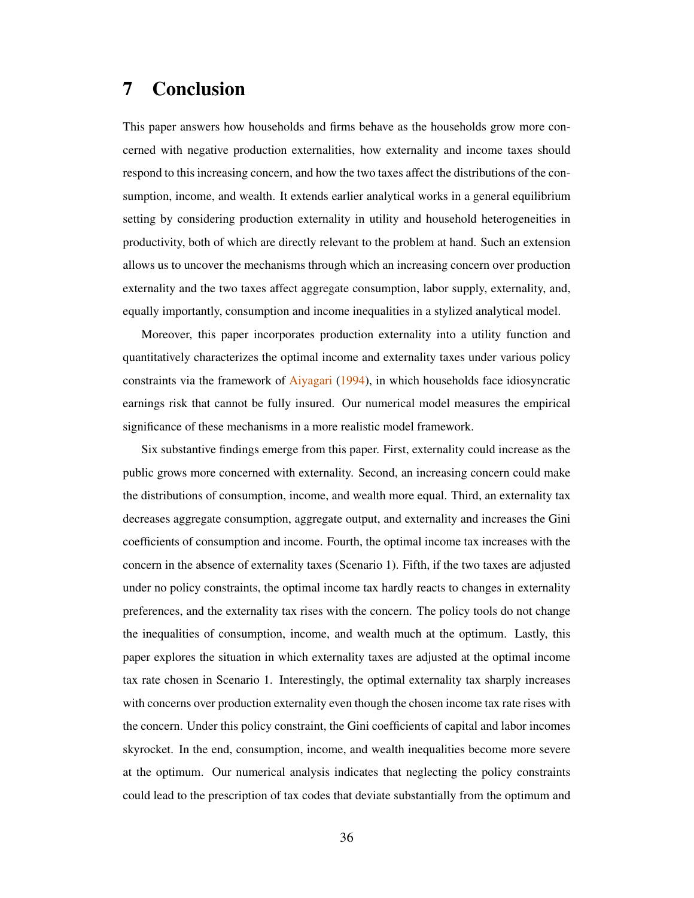# 7 Conclusion

This paper answers how households and firms behave as the households grow more concerned with negative production externalities, how externality and income taxes should respond to this increasing concern, and how the two taxes affect the distributions of the consumption, income, and wealth. It extends earlier analytical works in a general equilibrium setting by considering production externality in utility and household heterogeneities in productivity, both of which are directly relevant to the problem at hand. Such an extension allows us to uncover the mechanisms through which an increasing concern over production externality and the two taxes affect aggregate consumption, labor supply, externality, and, equally importantly, consumption and income inequalities in a stylized analytical model.

Moreover, this paper incorporates production externality into a utility function and quantitatively characterizes the optimal income and externality taxes under various policy constraints via the framework of Aiyagari (1994), in which households face idiosyncratic earnings risk that cannot be fully insured. Our numerical model measures the empirical significance of these mechanisms in a more realistic model framework.

Six substantive findings emerge from this paper. First, externality could increase as the public grows more concerned with externality. Second, an increasing concern could make the distributions of consumption, income, and wealth more equal. Third, an externality tax decreases aggregate consumption, aggregate output, and externality and increases the Gini coefficients of consumption and income. Fourth, the optimal income tax increases with the concern in the absence of externality taxes (Scenario 1). Fifth, if the two taxes are adjusted under no policy constraints, the optimal income tax hardly reacts to changes in externality preferences, and the externality tax rises with the concern. The policy tools do not change the inequalities of consumption, income, and wealth much at the optimum. Lastly, this paper explores the situation in which externality taxes are adjusted at the optimal income tax rate chosen in Scenario 1. Interestingly, the optimal externality tax sharply increases with concerns over production externality even though the chosen income tax rate rises with the concern. Under this policy constraint, the Gini coefficients of capital and labor incomes skyrocket. In the end, consumption, income, and wealth inequalities become more severe at the optimum. Our numerical analysis indicates that neglecting the policy constraints could lead to the prescription of tax codes that deviate substantially from the optimum and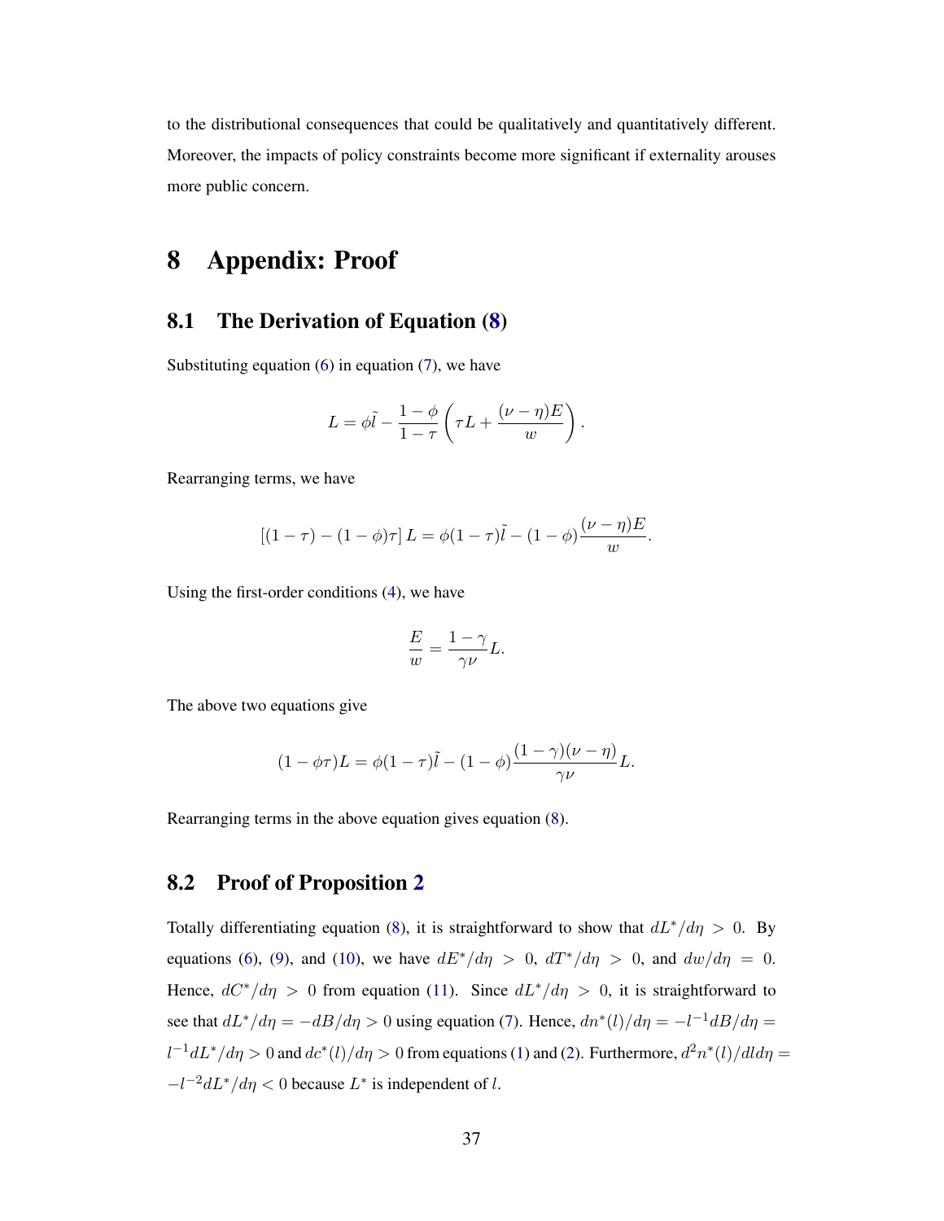to the distributional consequences that could be qualitatively and quantitatively different. Moreover, the impacts of policy constraints become more significant if externality arouses more public concern.

# 8 Appendix: Proof

## 8.1 The Derivation of Equation (8)

Substituting equation (6) in equation (7), we have

$$L = \phi \tilde{l} - \frac{1-\phi}{1-\tau}\left(\tau L + \frac{(\nu - \eta)E}{w}\right).$$

Rearranging terms, we have

$$\left[(1-\tau) - (1-\phi)\tau\right] L = \phi(1-\tau)\tilde{l} - (1-\phi)\frac{(\nu-\eta)E}{w}.$$

Using the first-order conditions (4), we have

$$\frac{E}{w} = \frac{1-\gamma}{\gamma\nu}L.$$

The above two equations give

$$(1-\phi\tau)L = \phi(1-\tau)\tilde{l} - (1-\phi)\frac{(1-\gamma)(\nu-\eta)}{\gamma\nu}L.$$

Rearranging terms in the above equation gives equation (8).

## 8.2 Proof of Proposition 2

Totally differentiating equation (8), it is straightforward to show that $dL^*/d\eta > 0$. By equations (6), (9), and (10), we have $dE^*/d\eta > 0$, $dT^*/d\eta > 0$, and $dw/d\eta = 0$. Hence, $dC^*/d\eta > 0$ from equation (11). Since $dL^*/d\eta > 0$, it is straightforward to see that $dL^*/d\eta = -dB/d\eta > 0$ using equation (7). Hence, $dn^*(l)/d\eta = -l^{-1}dB/d\eta = l^{-1}dL^*/d\eta > 0$ and $dc^*(l)/d\eta > 0$ from equations (1) and (2). Furthermore, $d^2n^*(l)/dld\eta = -l^{-2}dL^*/d\eta < 0$ because $L^*$ is independent of $l$.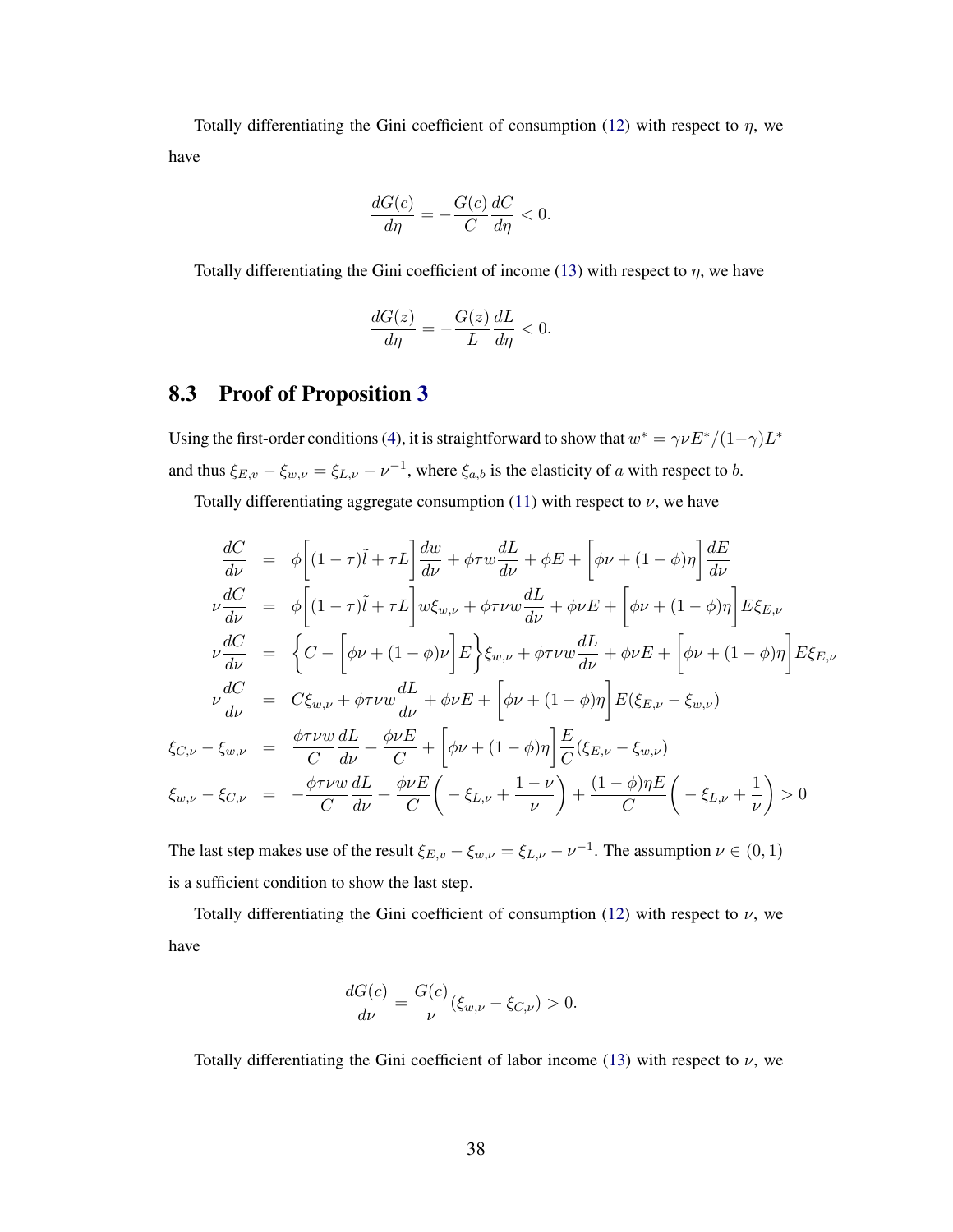Totally differentiating the Gini coefficient of consumption (12) with respect to $\eta$, we have

$$\frac{dG(c)}{d\eta} = -\frac{G(c)}{C}\frac{dC}{d\eta} < 0.$$

Totally differentiating the Gini coefficient of income (13) with respect to $\eta$, we have

$$\frac{dG(z)}{d\eta} = -\frac{G(z)}{L}\frac{dL}{d\eta} < 0.$$

## 8.3 Proof of Proposition 3

Using the first-order conditions (4), it is straightforward to show that $w^* = \gamma\nu E^*/(1-\gamma)L^*$ and thus $\xi_{E,v} - \xi_{w,\nu} = \xi_{L,\nu} - \nu^{-1}$, where $\xi_{a,b}$ is the elasticity of $a$ with respect to $b$.

Totally differentiating aggregate consumption (11) with respect to $\nu$, we have

$$\begin{aligned}
\frac{dC}{d\nu} &= \phi\bigg[(1-\tau)\tilde{l} + \tau L\bigg]\frac{dw}{d\nu} + \phi\tau w\frac{dL}{d\nu} + \phi E + \bigg[\phi\nu + (1-\phi)\eta\bigg]\frac{dE}{d\nu} \\
\nu\frac{dC}{d\nu} &= \phi\bigg[(1-\tau)\tilde{l} + \tau L\bigg]w\xi_{w,\nu} + \phi\tau\nu w\frac{dL}{d\nu} + \phi\nu E + \bigg[\phi\nu + (1-\phi)\eta\bigg]E\xi_{E,\nu} \\
\nu\frac{dC}{d\nu} &= \bigg\{C - \bigg[\phi\nu + (1-\phi)\nu\bigg]E\bigg\}\xi_{w,\nu} + \phi\tau\nu w\frac{dL}{d\nu} + \phi\nu E + \bigg[\phi\nu + (1-\phi)\eta\bigg]E\xi_{E,\nu} \\
\nu\frac{dC}{d\nu} &= C\xi_{w,\nu} + \phi\tau\nu w\frac{dL}{d\nu} + \phi\nu E + \bigg[\phi\nu + (1-\phi)\eta\bigg]E(\xi_{E,\nu} - \xi_{w,\nu}) \\
\xi_{C,\nu} - \xi_{w,\nu} &= \frac{\phi\tau\nu w}{C}\frac{dL}{d\nu} + \frac{\phi\nu E}{C} + \bigg[\phi\nu + (1-\phi)\eta\bigg]\frac{E}{C}(\xi_{E,\nu} - \xi_{w,\nu}) \\
\xi_{w,\nu} - \xi_{C,\nu} &= -\frac{\phi\tau\nu w}{C}\frac{dL}{d\nu} + \frac{\phi\nu E}{C}\bigg(-\xi_{L,\nu} + \frac{1-\nu}{\nu}\bigg) + \frac{(1-\phi)\eta E}{C}\bigg(-\xi_{L,\nu} + \frac{1}{\nu}\bigg) > 0
\end{aligned}$$

The last step makes use of the result $\xi_{E,v} - \xi_{w,\nu} = \xi_{L,\nu} - \nu^{-1}$. The assumption $\nu \in (0,1)$ is a sufficient condition to show the last step.

Totally differentiating the Gini coefficient of consumption (12) with respect to $\nu$, we have

$$\frac{dG(c)}{d\nu} = \frac{G(c)}{\nu}(\xi_{w,\nu} - \xi_{C,\nu}) > 0.$$

Totally differentiating the Gini coefficient of labor income (13) with respect to $\nu$, we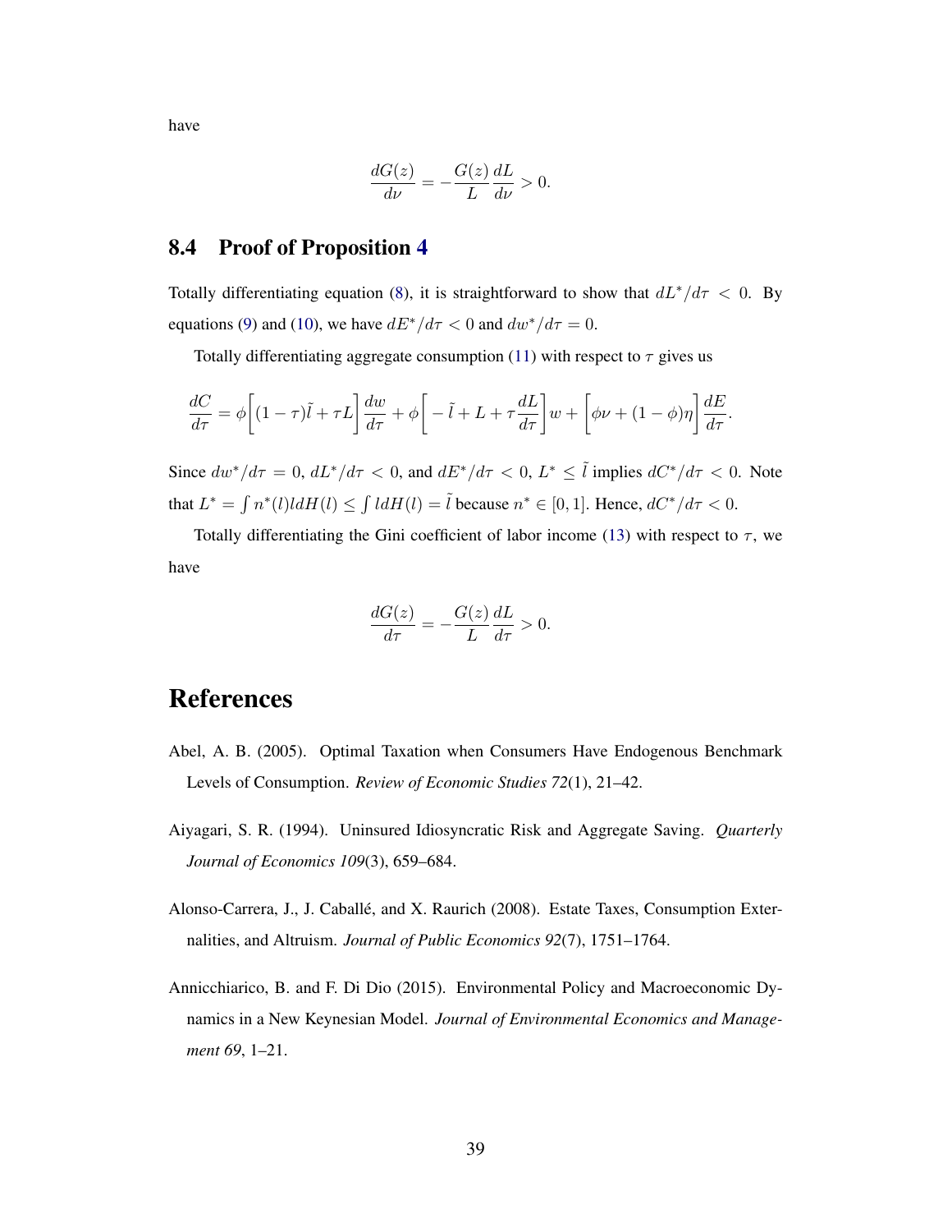have

$$\frac{dG(z)}{d\nu} = -\frac{G(z)}{L}\frac{dL}{d\nu} > 0.$$

## 8.4 Proof of Proposition 4

Totally differentiating equation (8), it is straightforward to show that $dL^*/d\tau < 0$. By equations (9) and (10), we have $dE^*/d\tau < 0$ and $dw^*/d\tau = 0$.

Totally differentiating aggregate consumption (11) with respect to $\tau$ gives us

$$\frac{dC}{d\tau} = \phi\bigg[(1-\tau)\tilde{l} + \tau L\bigg]\frac{dw}{d\tau} + \phi\bigg[-\tilde{l} + L + \tau\frac{dL}{d\tau}\bigg]w + \bigg[\phi\nu + (1-\phi)\eta\bigg]\frac{dE}{d\tau}.$$

Since $dw^*/d\tau = 0$, $dL^*/d\tau < 0$, and $dE^*/d\tau < 0$, $L^* \leq \tilde{l}$ implies $dC^*/d\tau < 0$. Note that $L^* = \int n^*(l)ldH(l) \leq \int ldH(l) = \tilde{l}$ because $n^* \in [0,1]$. Hence, $dC^*/d\tau < 0$.

Totally differentiating the Gini coefficient of labor income (13) with respect to $\tau$, we have

$$\frac{dG(z)}{d\tau} = -\frac{G(z)}{L}\frac{dL}{d\tau} > 0.$$

# References

Abel, A. B. (2005). Optimal Taxation when Consumers Have Endogenous Benchmark Levels of Consumption. *Review of Economic Studies 72*(1), 21–42.

Aiyagari, S. R. (1994). Uninsured Idiosyncratic Risk and Aggregate Saving. *Quarterly Journal of Economics 109*(3), 659–684.

Alonso-Carrera, J., J. Caballé, and X. Raurich (2008). Estate Taxes, Consumption Externalities, and Altruism. *Journal of Public Economics 92*(7), 1751–1764.

Annicchiarico, B. and F. Di Dio (2015). Environmental Policy and Macroeconomic Dynamics in a New Keynesian Model. *Journal of Environmental Economics and Management 69*, 1–21.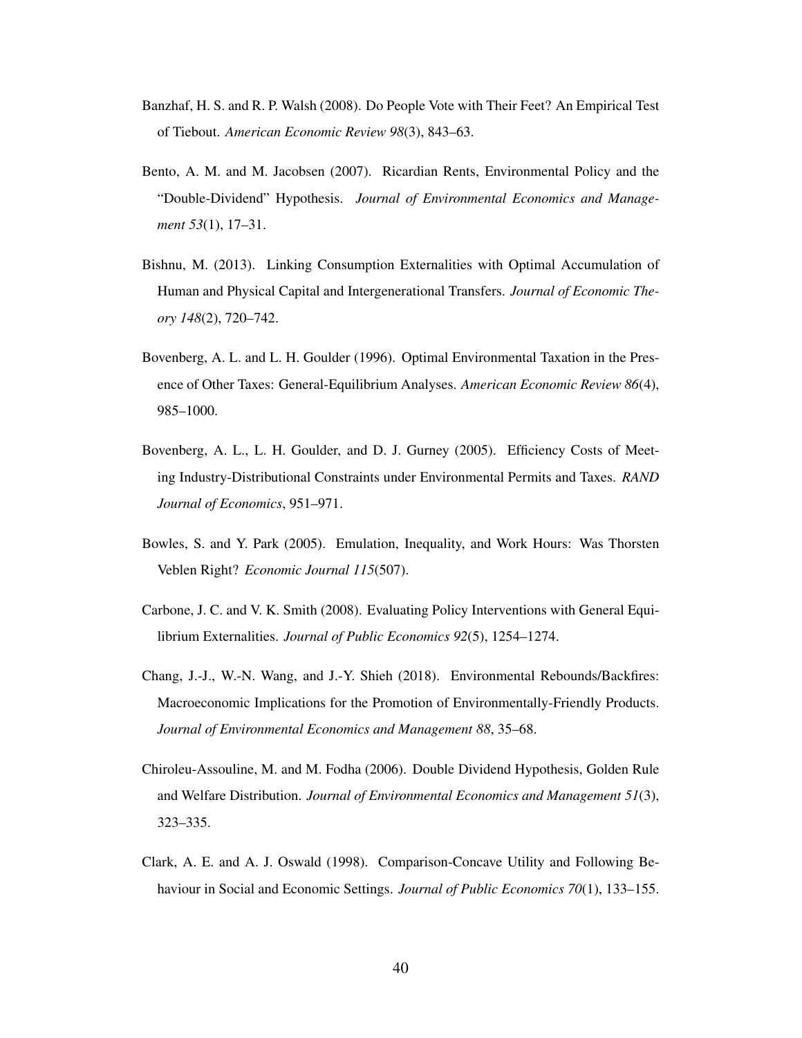Banzhaf, H. S. and R. P. Walsh (2008). Do People Vote with Their Feet? An Empirical Test of Tiebout. *American Economic Review 98*(3), 843–63.

Bento, A. M. and M. Jacobsen (2007). Ricardian Rents, Environmental Policy and the "Double-Dividend" Hypothesis. *Journal of Environmental Economics and Management 53*(1), 17–31.

Bishnu, M. (2013). Linking Consumption Externalities with Optimal Accumulation of Human and Physical Capital and Intergenerational Transfers. *Journal of Economic Theory 148*(2), 720–742.

Bovenberg, A. L. and L. H. Goulder (1996). Optimal Environmental Taxation in the Presence of Other Taxes: General-Equilibrium Analyses. *American Economic Review 86*(4), 985–1000.

Bovenberg, A. L., L. H. Goulder, and D. J. Gurney (2005). Efficiency Costs of Meeting Industry-Distributional Constraints under Environmental Permits and Taxes. *RAND Journal of Economics*, 951–971.

Bowles, S. and Y. Park (2005). Emulation, Inequality, and Work Hours: Was Thorsten Veblen Right? *Economic Journal 115*(507).

Carbone, J. C. and V. K. Smith (2008). Evaluating Policy Interventions with General Equilibrium Externalities. *Journal of Public Economics 92*(5), 1254–1274.

Chang, J.-J., W.-N. Wang, and J.-Y. Shieh (2018). Environmental Rebounds/Backfires: Macroeconomic Implications for the Promotion of Environmentally-Friendly Products. *Journal of Environmental Economics and Management 88*, 35–68.

Chiroleu-Assouline, M. and M. Fodha (2006). Double Dividend Hypothesis, Golden Rule and Welfare Distribution. *Journal of Environmental Economics and Management 51*(3), 323–335.

Clark, A. E. and A. J. Oswald (1998). Comparison-Concave Utility and Following Behaviour in Social and Economic Settings. *Journal of Public Economics 70*(1), 133–155.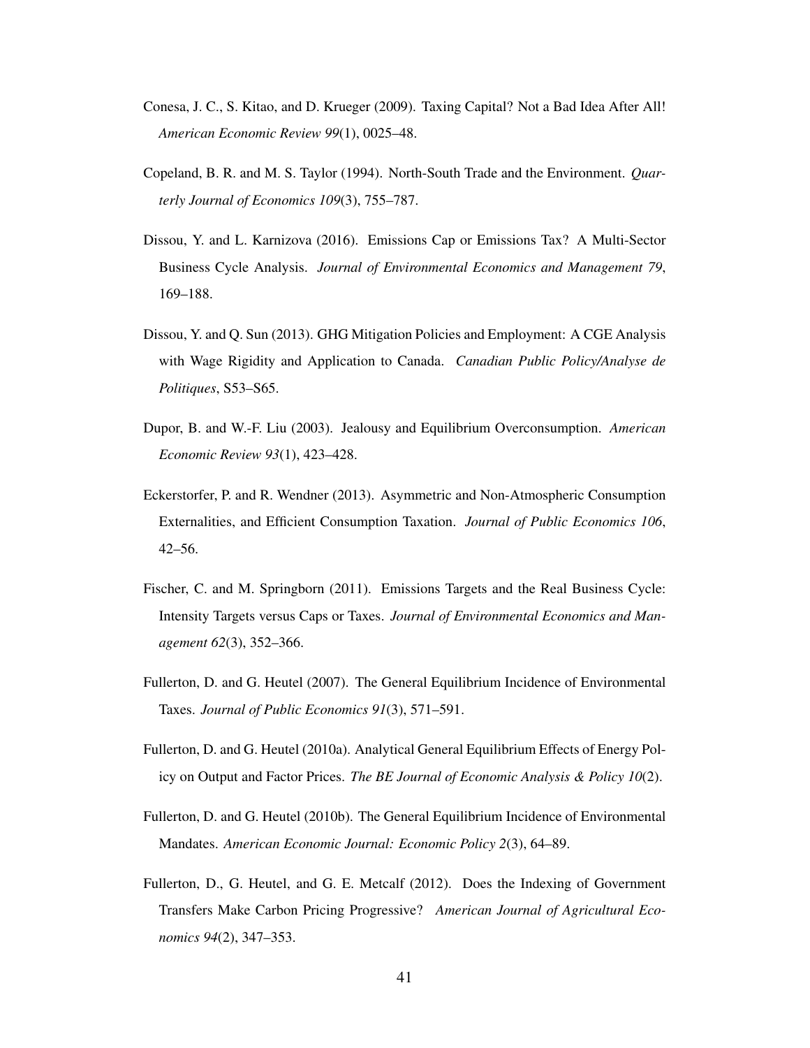Conesa, J. C., S. Kitao, and D. Krueger (2009). Taxing Capital? Not a Bad Idea After All! *American Economic Review 99*(1), 0025–48.

Copeland, B. R. and M. S. Taylor (1994). North-South Trade and the Environment. *Quarterly Journal of Economics 109*(3), 755–787.

Dissou, Y. and L. Karnizova (2016). Emissions Cap or Emissions Tax? A Multi-Sector Business Cycle Analysis. *Journal of Environmental Economics and Management 79*, 169–188.

Dissou, Y. and Q. Sun (2013). GHG Mitigation Policies and Employment: A CGE Analysis with Wage Rigidity and Application to Canada. *Canadian Public Policy/Analyse de Politiques*, S53–S65.

Dupor, B. and W.-F. Liu (2003). Jealousy and Equilibrium Overconsumption. *American Economic Review 93*(1), 423–428.

Eckerstorfer, P. and R. Wendner (2013). Asymmetric and Non-Atmospheric Consumption Externalities, and Efficient Consumption Taxation. *Journal of Public Economics 106*, 42–56.

Fischer, C. and M. Springborn (2011). Emissions Targets and the Real Business Cycle: Intensity Targets versus Caps or Taxes. *Journal of Environmental Economics and Management 62*(3), 352–366.

Fullerton, D. and G. Heutel (2007). The General Equilibrium Incidence of Environmental Taxes. *Journal of Public Economics 91*(3), 571–591.

Fullerton, D. and G. Heutel (2010a). Analytical General Equilibrium Effects of Energy Policy on Output and Factor Prices. *The BE Journal of Economic Analysis & Policy 10*(2).

Fullerton, D. and G. Heutel (2010b). The General Equilibrium Incidence of Environmental Mandates. *American Economic Journal: Economic Policy 2*(3), 64–89.

Fullerton, D., G. Heutel, and G. E. Metcalf (2012). Does the Indexing of Government Transfers Make Carbon Pricing Progressive? *American Journal of Agricultural Economics 94*(2), 347–353.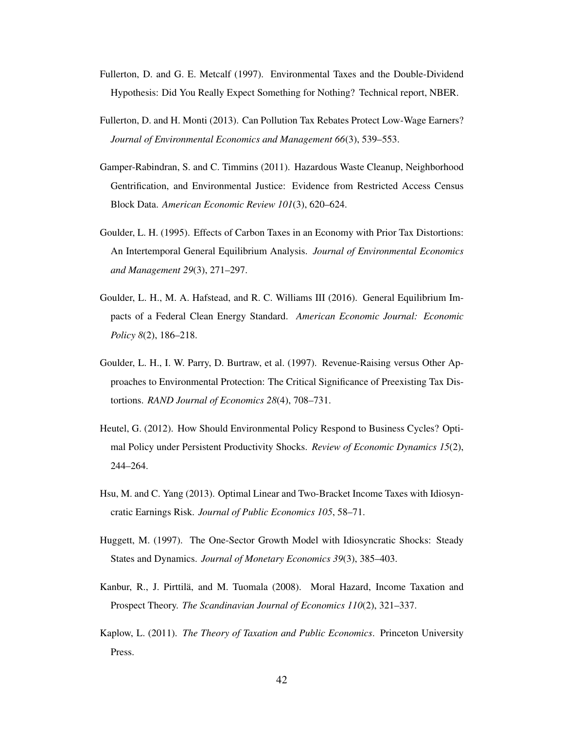Fullerton, D. and G. E. Metcalf (1997). Environmental Taxes and the Double-Dividend Hypothesis: Did You Really Expect Something for Nothing? Technical report, NBER.

Fullerton, D. and H. Monti (2013). Can Pollution Tax Rebates Protect Low-Wage Earners? *Journal of Environmental Economics and Management 66*(3), 539–553.

Gamper-Rabindran, S. and C. Timmins (2011). Hazardous Waste Cleanup, Neighborhood Gentrification, and Environmental Justice: Evidence from Restricted Access Census Block Data. *American Economic Review 101*(3), 620–624.

Goulder, L. H. (1995). Effects of Carbon Taxes in an Economy with Prior Tax Distortions: An Intertemporal General Equilibrium Analysis. *Journal of Environmental Economics and Management 29*(3), 271–297.

Goulder, L. H., M. A. Hafstead, and R. C. Williams III (2016). General Equilibrium Impacts of a Federal Clean Energy Standard. *American Economic Journal: Economic Policy 8*(2), 186–218.

Goulder, L. H., I. W. Parry, D. Burtraw, et al. (1997). Revenue-Raising versus Other Approaches to Environmental Protection: The Critical Significance of Preexisting Tax Distortions. *RAND Journal of Economics 28*(4), 708–731.

Heutel, G. (2012). How Should Environmental Policy Respond to Business Cycles? Optimal Policy under Persistent Productivity Shocks. *Review of Economic Dynamics 15*(2), 244–264.

Hsu, M. and C. Yang (2013). Optimal Linear and Two-Bracket Income Taxes with Idiosyncratic Earnings Risk. *Journal of Public Economics 105*, 58–71.

Huggett, M. (1997). The One-Sector Growth Model with Idiosyncratic Shocks: Steady States and Dynamics. *Journal of Monetary Economics 39*(3), 385–403.

Kanbur, R., J. Pirttilä, and M. Tuomala (2008). Moral Hazard, Income Taxation and Prospect Theory. *The Scandinavian Journal of Economics 110*(2), 321–337.

Kaplow, L. (2011). *The Theory of Taxation and Public Economics*. Princeton University Press.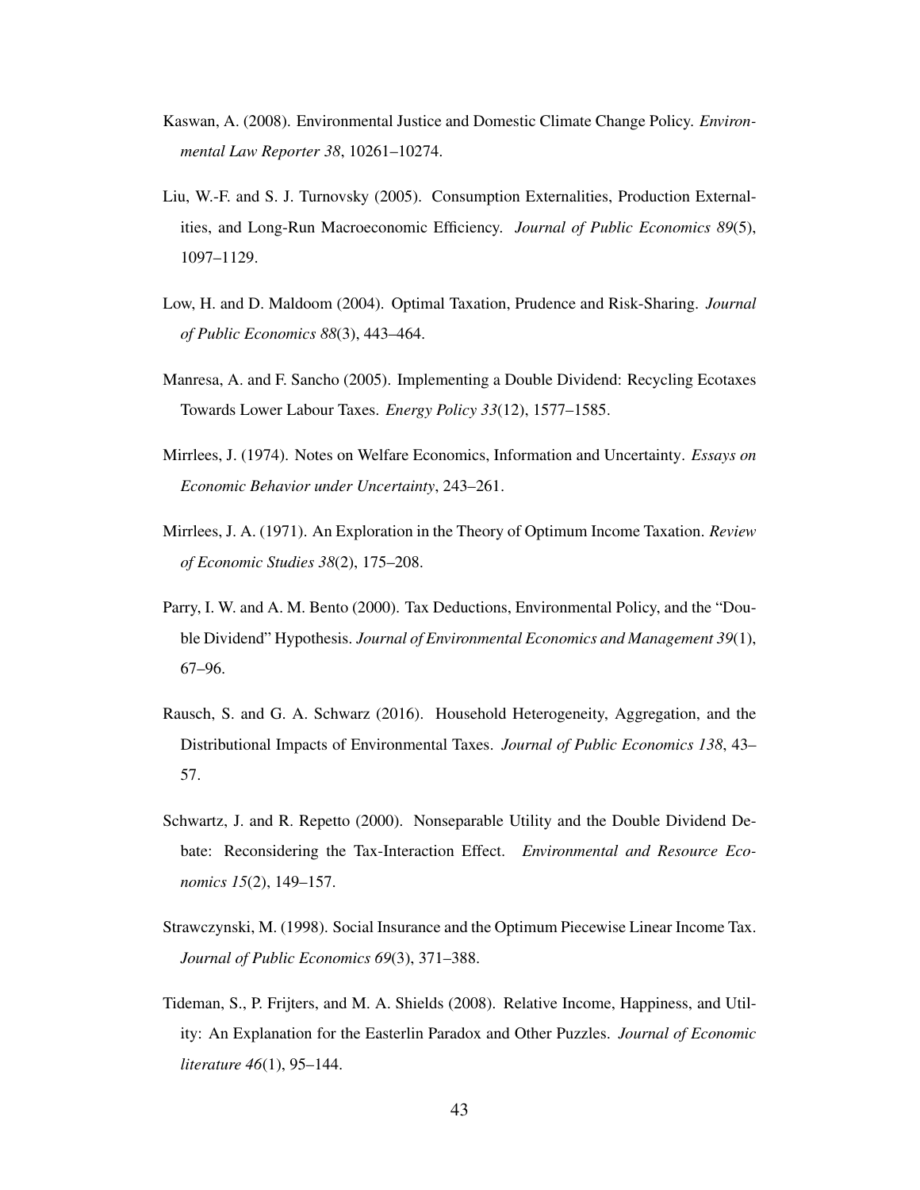Kaswan, A. (2008). Environmental Justice and Domestic Climate Change Policy. *Environmental Law Reporter 38*, 10261–10274.

Liu, W.-F. and S. J. Turnovsky (2005). Consumption Externalities, Production Externalities, and Long-Run Macroeconomic Efficiency. *Journal of Public Economics 89*(5), 1097–1129.

Low, H. and D. Maldoom (2004). Optimal Taxation, Prudence and Risk-Sharing. *Journal of Public Economics 88*(3), 443–464.

Manresa, A. and F. Sancho (2005). Implementing a Double Dividend: Recycling Ecotaxes Towards Lower Labour Taxes. *Energy Policy 33*(12), 1577–1585.

Mirrlees, J. (1974). Notes on Welfare Economics, Information and Uncertainty. *Essays on Economic Behavior under Uncertainty*, 243–261.

Mirrlees, J. A. (1971). An Exploration in the Theory of Optimum Income Taxation. *Review of Economic Studies 38*(2), 175–208.

Parry, I. W. and A. M. Bento (2000). Tax Deductions, Environmental Policy, and the "Double Dividend" Hypothesis. *Journal of Environmental Economics and Management 39*(1), 67–96.

Rausch, S. and G. A. Schwarz (2016). Household Heterogeneity, Aggregation, and the Distributional Impacts of Environmental Taxes. *Journal of Public Economics 138*, 43–57.

Schwartz, J. and R. Repetto (2000). Nonseparable Utility and the Double Dividend Debate: Reconsidering the Tax-Interaction Effect. *Environmental and Resource Economics 15*(2), 149–157.

Strawczynski, M. (1998). Social Insurance and the Optimum Piecewise Linear Income Tax. *Journal of Public Economics 69*(3), 371–388.

Tideman, S., P. Frijters, and M. A. Shields (2008). Relative Income, Happiness, and Utility: An Explanation for the Easterlin Paradox and Other Puzzles. *Journal of Economic literature 46*(1), 95–144.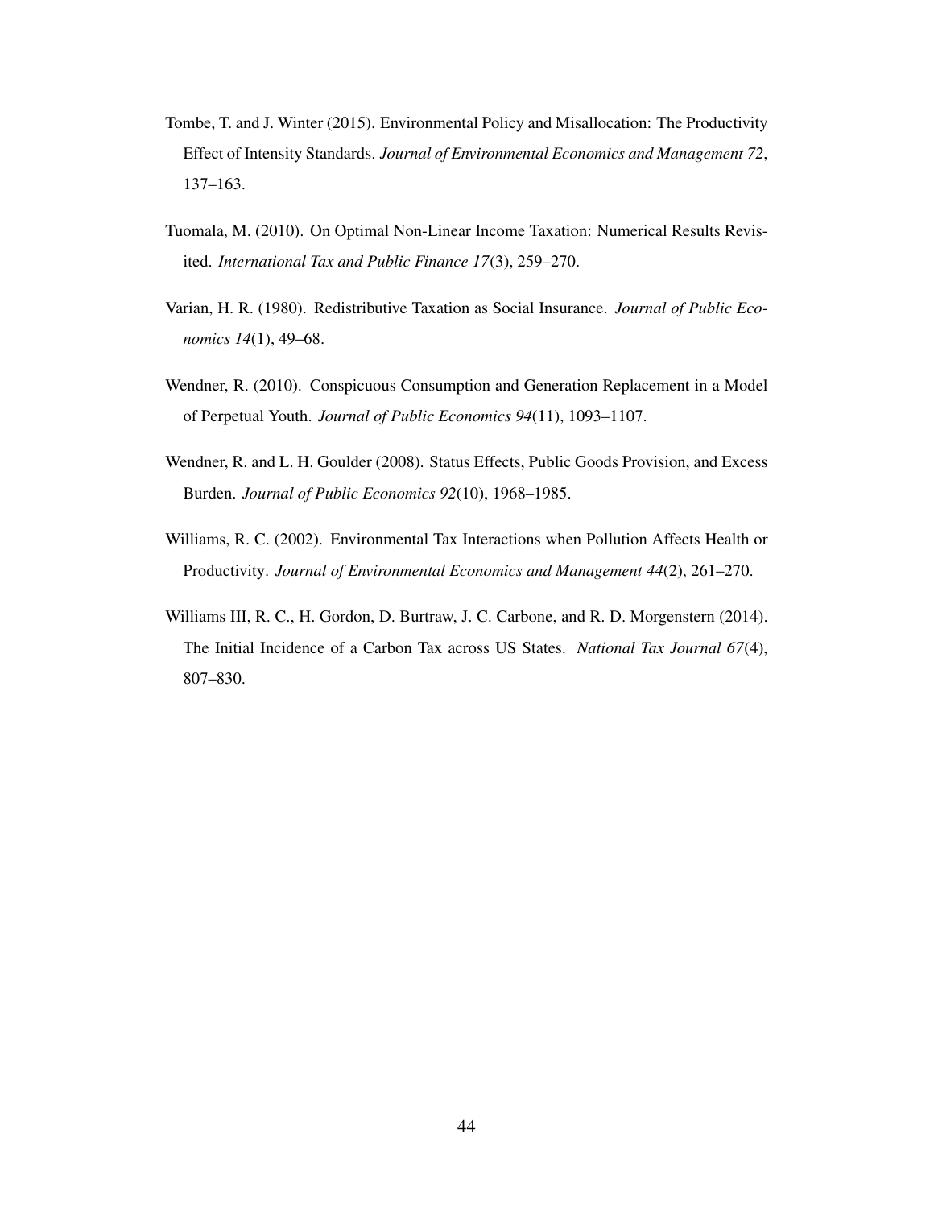Tombe, T. and J. Winter (2015). Environmental Policy and Misallocation: The Productivity Effect of Intensity Standards. *Journal of Environmental Economics and Management 72*, 137–163.

Tuomala, M. (2010). On Optimal Non-Linear Income Taxation: Numerical Results Revisited. *International Tax and Public Finance 17*(3), 259–270.

Varian, H. R. (1980). Redistributive Taxation as Social Insurance. *Journal of Public Economics 14*(1), 49–68.

Wendner, R. (2010). Conspicuous Consumption and Generation Replacement in a Model of Perpetual Youth. *Journal of Public Economics 94*(11), 1093–1107.

Wendner, R. and L. H. Goulder (2008). Status Effects, Public Goods Provision, and Excess Burden. *Journal of Public Economics 92*(10), 1968–1985.

Williams, R. C. (2002). Environmental Tax Interactions when Pollution Affects Health or Productivity. *Journal of Environmental Economics and Management 44*(2), 261–270.

Williams III, R. C., H. Gordon, D. Burtraw, J. C. Carbone, and R. D. Morgenstern (2014). The Initial Incidence of a Carbon Tax across US States. *National Tax Journal 67*(4), 807–830.